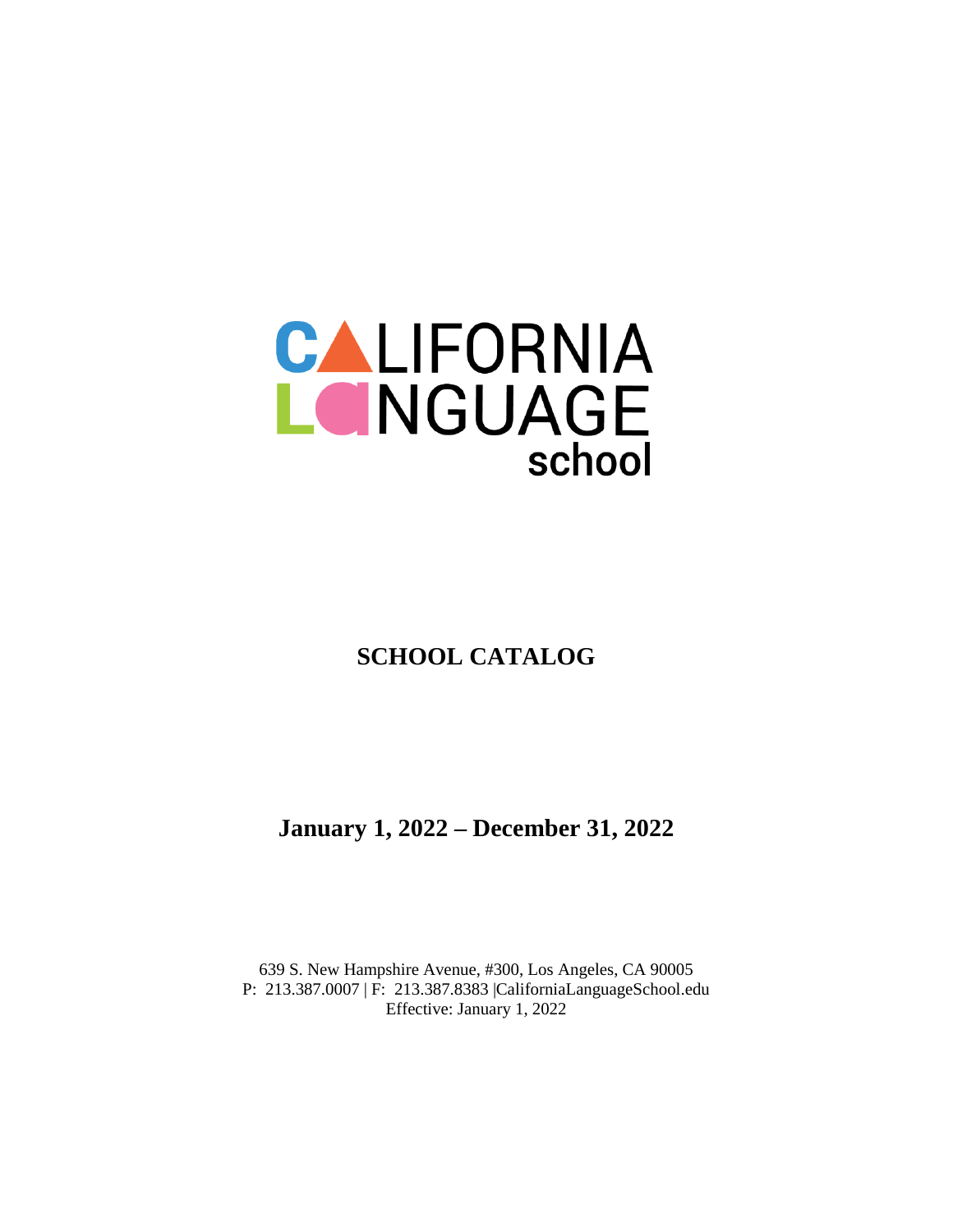# CALIFORNIA LANGUAGE school

## SCHOOL CATALOG

## January 1, 2022 – December 31, 2022

639 S. New Hampshire Avenue, #300, Los Angeles, CA 90005
P: 213.387.0007 | F: 213.387.8383 |CaliforniaLanguageSchool.edu
Effective: January 1, 2022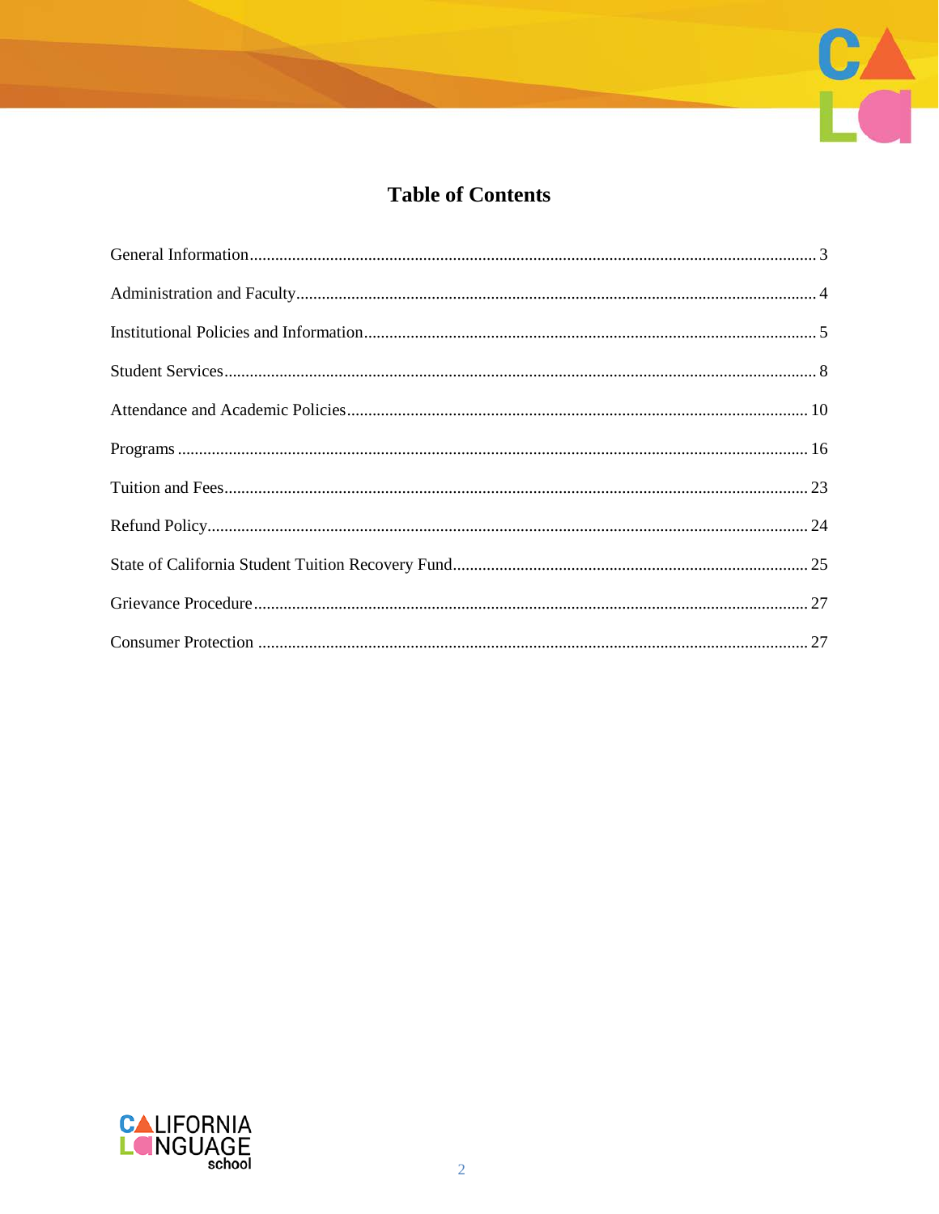# Table of Contents

| Section | Page |
| --- | --- |
| General Information | 3 |
| Administration and Faculty | 4 |
| Institutional Policies and Information | 5 |
| Student Services | 8 |
| Attendance and Academic Policies | 10 |
| Programs | 16 |
| Tuition and Fees | 23 |
| Refund Policy | 24 |
| State of California Student Tuition Recovery Fund | 25 |
| Grievance Procedure | 27 |
| Consumer Protection | 27 |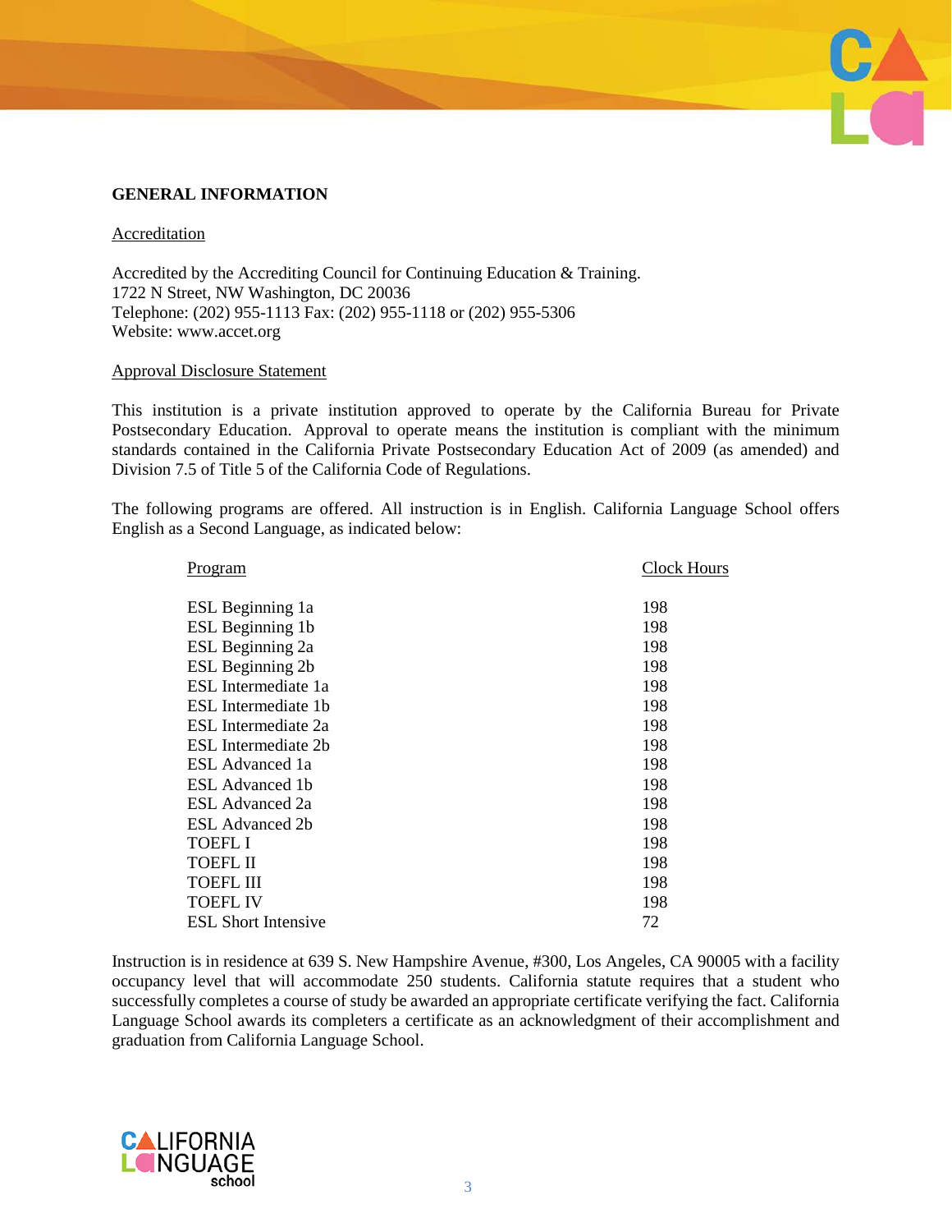## GENERAL INFORMATION

### Accreditation

Accredited by the Accrediting Council for Continuing Education & Training.
1722 N Street, NW Washington, DC 20036
Telephone: (202) 955-1113 Fax: (202) 955-1118 or (202) 955-5306
Website: www.accet.org

### Approval Disclosure Statement

This institution is a private institution approved to operate by the California Bureau for Private Postsecondary Education. Approval to operate means the institution is compliant with the minimum standards contained in the California Private Postsecondary Education Act of 2009 (as amended) and Division 7.5 of Title 5 of the California Code of Regulations.

The following programs are offered. All instruction is in English. California Language School offers English as a Second Language, as indicated below:

| Program | Clock Hours |
| --- | --- |
| ESL Beginning 1a | 198 |
| ESL Beginning 1b | 198 |
| ESL Beginning 2a | 198 |
| ESL Beginning 2b | 198 |
| ESL Intermediate 1a | 198 |
| ESL Intermediate 1b | 198 |
| ESL Intermediate 2a | 198 |
| ESL Intermediate 2b | 198 |
| ESL Advanced 1a | 198 |
| ESL Advanced 1b | 198 |
| ESL Advanced 2a | 198 |
| ESL Advanced 2b | 198 |
| TOEFL I | 198 |
| TOEFL II | 198 |
| TOEFL III | 198 |
| TOEFL IV | 198 |
| ESL Short Intensive | 72 |

Instruction is in residence at 639 S. New Hampshire Avenue, #300, Los Angeles, CA 90005 with a facility occupancy level that will accommodate 250 students. California statute requires that a student who successfully completes a course of study be awarded an appropriate certificate verifying the fact. California Language School awards its completers a certificate as an acknowledgment of their accomplishment and graduation from California Language School.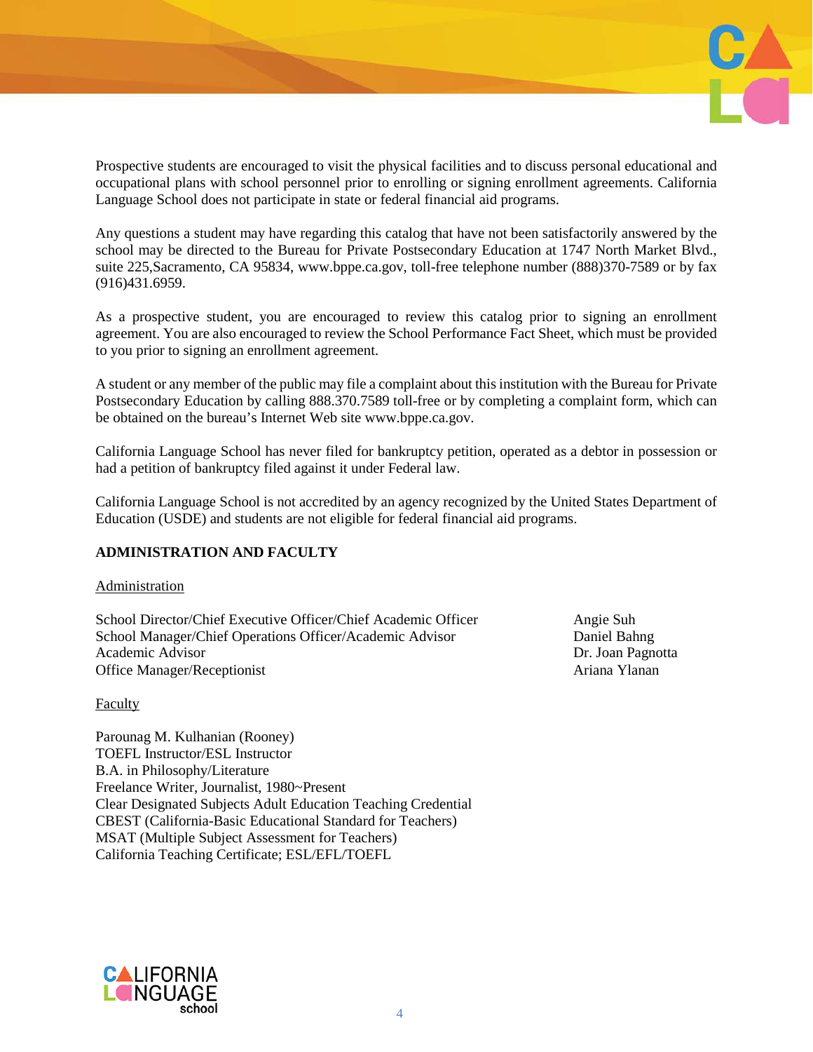Prospective students are encouraged to visit the physical facilities and to discuss personal educational and occupational plans with school personnel prior to enrolling or signing enrollment agreements. California Language School does not participate in state or federal financial aid programs.

Any questions a student may have regarding this catalog that have not been satisfactorily answered by the school may be directed to the Bureau for Private Postsecondary Education at 1747 North Market Blvd., suite 225,Sacramento, CA 95834, www.bppe.ca.gov, toll-free telephone number (888)370-7589 or by fax (916)431.6959.

As a prospective student, you are encouraged to review this catalog prior to signing an enrollment agreement. You are also encouraged to review the School Performance Fact Sheet, which must be provided to you prior to signing an enrollment agreement.

A student or any member of the public may file a complaint about this institution with the Bureau for Private Postsecondary Education by calling 888.370.7589 toll-free or by completing a complaint form, which can be obtained on the bureau's Internet Web site www.bppe.ca.gov.

California Language School has never filed for bankruptcy petition, operated as a debtor in possession or had a petition of bankruptcy filed against it under Federal law.

California Language School is not accredited by an agency recognized by the United States Department of Education (USDE) and students are not eligible for federal financial aid programs.

**ADMINISTRATION AND FACULTY**

Administration

| | |
|---|---|
| School Director/Chief Executive Officer/Chief Academic Officer | Angie Suh |
| School Manager/Chief Operations Officer/Academic Advisor | Daniel Bahng |
| Academic Advisor | Dr. Joan Pagnotta |
| Office Manager/Receptionist | Ariana Ylanan |

Faculty

Parounag M. Kulhanian (Rooney)
TOEFL Instructor/ESL Instructor
B.A. in Philosophy/Literature
Freelance Writer, Journalist, 1980~Present
Clear Designated Subjects Adult Education Teaching Credential
CBEST (California-Basic Educational Standard for Teachers)
MSAT (Multiple Subject Assessment for Teachers)
California Teaching Certificate; ESL/EFL/TOEFL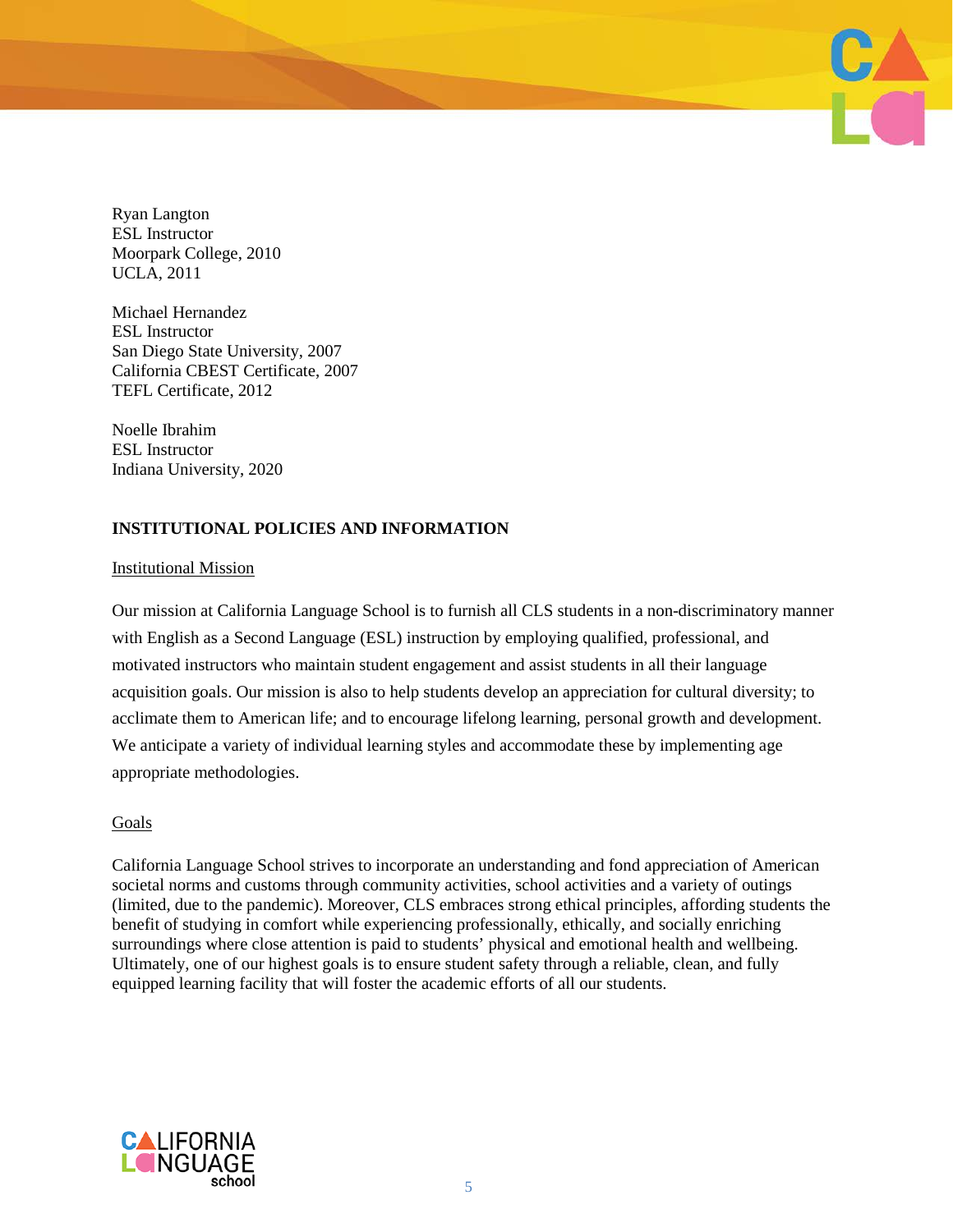Ryan Langton
ESL Instructor
Moorpark College, 2010
UCLA, 2011

Michael Hernandez
ESL Instructor
San Diego State University, 2007
California CBEST Certificate, 2007
TEFL Certificate, 2012

Noelle Ibrahim
ESL Instructor
Indiana University, 2020

## INSTITUTIONAL POLICIES AND INFORMATION

### Institutional Mission

Our mission at California Language School is to furnish all CLS students in a non-discriminatory manner with English as a Second Language (ESL) instruction by employing qualified, professional, and motivated instructors who maintain student engagement and assist students in all their language acquisition goals. Our mission is also to help students develop an appreciation for cultural diversity; to acclimate them to American life; and to encourage lifelong learning, personal growth and development. We anticipate a variety of individual learning styles and accommodate these by implementing age appropriate methodologies.

### Goals

California Language School strives to incorporate an understanding and fond appreciation of American societal norms and customs through community activities, school activities and a variety of outings (limited, due to the pandemic). Moreover, CLS embraces strong ethical principles, affording students the benefit of studying in comfort while experiencing professionally, ethically, and socially enriching surroundings where close attention is paid to students' physical and emotional health and wellbeing. Ultimately, one of our highest goals is to ensure student safety through a reliable, clean, and fully equipped learning facility that will foster the academic efforts of all our students.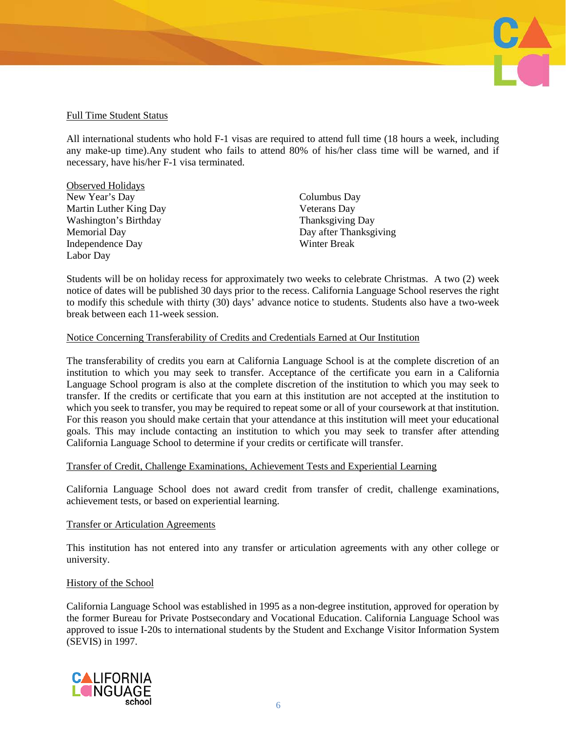## Full Time Student Status

All international students who hold F-1 visas are required to attend full time (18 hours a week, including any make-up time).Any student who fails to attend 80% of his/her class time will be warned, and if necessary, have his/her F-1 visa terminated.

## Observed Holidays

- New Year's Day
- Martin Luther King Day
- Washington's Birthday
- Memorial Day
- Independence Day
- Labor Day
- Columbus Day
- Veterans Day
- Thanksgiving Day
- Day after Thanksgiving
- Winter Break

Students will be on holiday recess for approximately two weeks to celebrate Christmas. A two (2) week notice of dates will be published 30 days prior to the recess. California Language School reserves the right to modify this schedule with thirty (30) days' advance notice to students. Students also have a two-week break between each 11-week session.

## Notice Concerning Transferability of Credits and Credentials Earned at Our Institution

The transferability of credits you earn at California Language School is at the complete discretion of an institution to which you may seek to transfer. Acceptance of the certificate you earn in a California Language School program is also at the complete discretion of the institution to which you may seek to transfer. If the credits or certificate that you earn at this institution are not accepted at the institution to which you seek to transfer, you may be required to repeat some or all of your coursework at that institution. For this reason you should make certain that your attendance at this institution will meet your educational goals. This may include contacting an institution to which you may seek to transfer after attending California Language School to determine if your credits or certificate will transfer.

## Transfer of Credit, Challenge Examinations, Achievement Tests and Experiential Learning

California Language School does not award credit from transfer of credit, challenge examinations, achievement tests, or based on experiential learning.

## Transfer or Articulation Agreements

This institution has not entered into any transfer or articulation agreements with any other college or university.

## History of the School

California Language School was established in 1995 as a non-degree institution, approved for operation by the former Bureau for Private Postsecondary and Vocational Education. California Language School was approved to issue I-20s to international students by the Student and Exchange Visitor Information System (SEVIS) in 1997.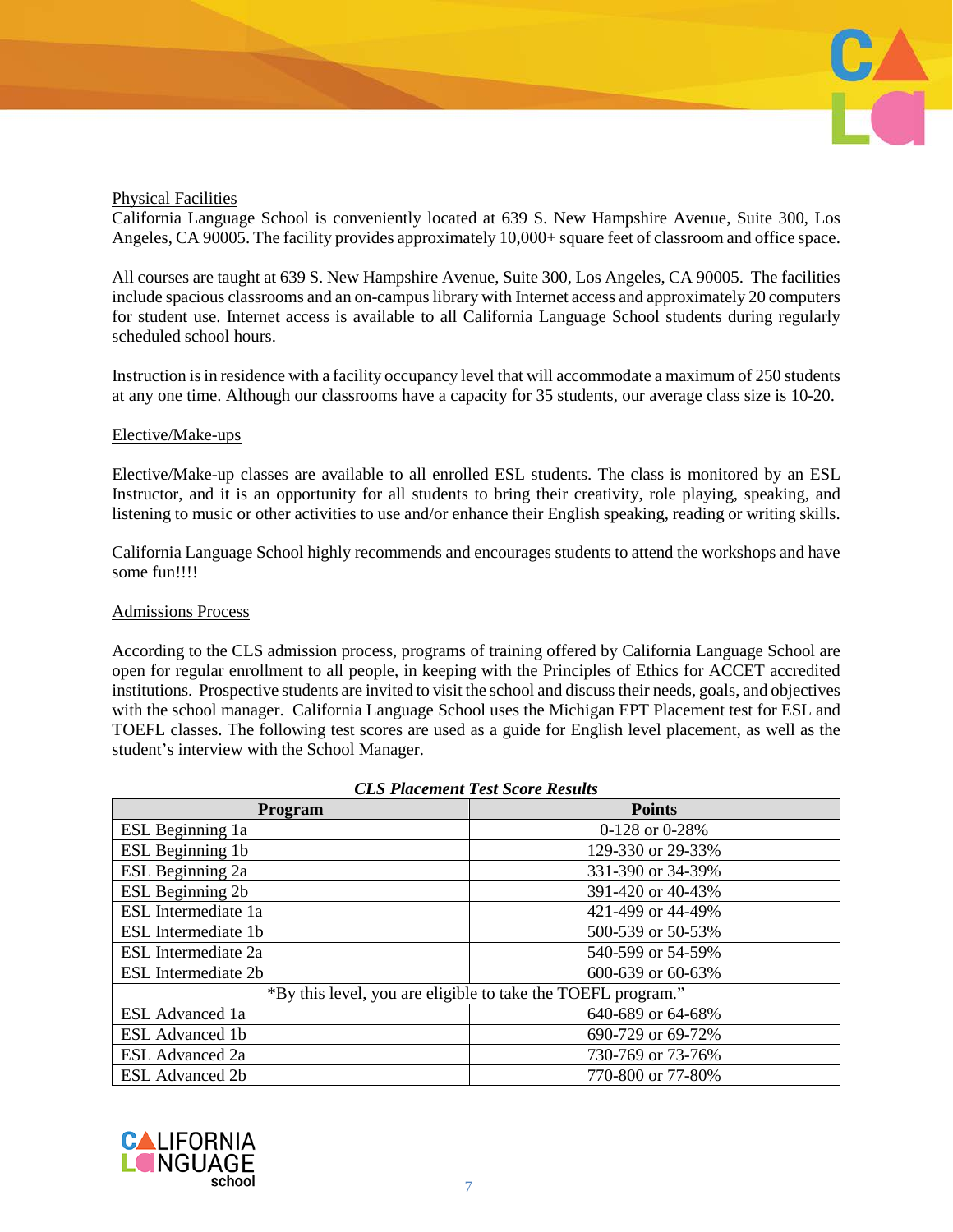## Physical Facilities

California Language School is conveniently located at 639 S. New Hampshire Avenue, Suite 300, Los Angeles, CA 90005. The facility provides approximately 10,000+ square feet of classroom and office space.

All courses are taught at 639 S. New Hampshire Avenue, Suite 300, Los Angeles, CA 90005. The facilities include spacious classrooms and an on-campus library with Internet access and approximately 20 computers for student use. Internet access is available to all California Language School students during regularly scheduled school hours.

Instruction is in residence with a facility occupancy level that will accommodate a maximum of 250 students at any one time. Although our classrooms have a capacity for 35 students, our average class size is 10-20.

## Elective/Make-ups

Elective/Make-up classes are available to all enrolled ESL students. The class is monitored by an ESL Instructor, and it is an opportunity for all students to bring their creativity, role playing, speaking, and listening to music or other activities to use and/or enhance their English speaking, reading or writing skills.

California Language School highly recommends and encourages students to attend the workshops and have some fun!!!!

## Admissions Process

According to the CLS admission process, programs of training offered by California Language School are open for regular enrollment to all people, in keeping with the Principles of Ethics for ACCET accredited institutions. Prospective students are invited to visit the school and discuss their needs, goals, and objectives with the school manager. California Language School uses the Michigan EPT Placement test for ESL and TOEFL classes. The following test scores are used as a guide for English level placement, as well as the student's interview with the School Manager.

***CLS Placement Test Score Results***

| Program | Points |
|---|---|
| ESL Beginning 1a | 0-128 or 0-28% |
| ESL Beginning 1b | 129-330 or 29-33% |
| ESL Beginning 2a | 331-390 or 34-39% |
| ESL Beginning 2b | 391-420 or 40-43% |
| ESL Intermediate 1a | 421-499 or 44-49% |
| ESL Intermediate 1b | 500-539 or 50-53% |
| ESL Intermediate 2a | 540-599 or 54-59% |
| ESL Intermediate 2b | 600-639 or 60-63% |
| *By this level, you are eligible to take the TOEFL program." | |
| ESL Advanced 1a | 640-689 or 64-68% |
| ESL Advanced 1b | 690-729 or 69-72% |
| ESL Advanced 2a | 730-769 or 73-76% |
| ESL Advanced 2b | 770-800 or 77-80% |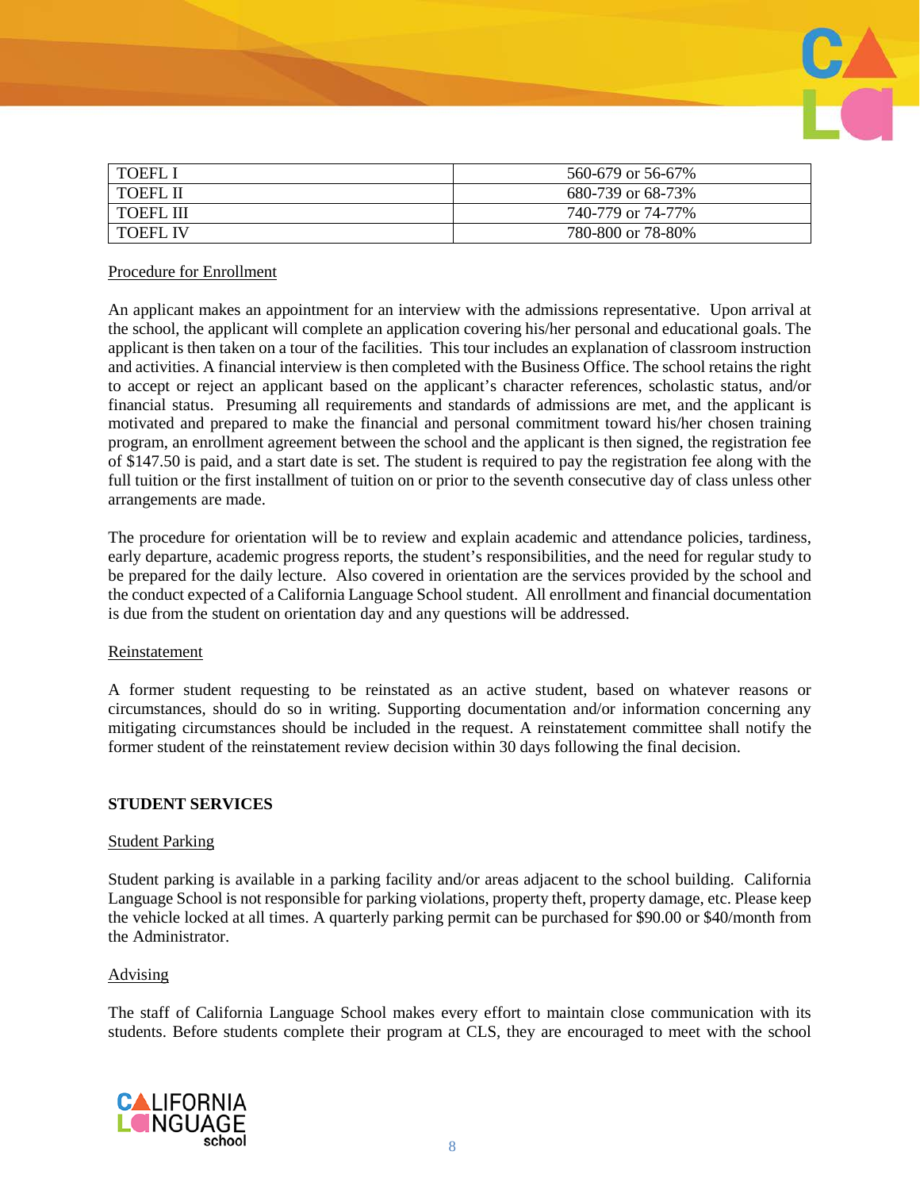| TOEFL I | 560-679 or 56-67% |
|---|---|
| TOEFL II | 680-739 or 68-73% |
| TOEFL III | 740-779 or 74-77% |
| TOEFL IV | 780-800 or 78-80% |

Procedure for Enrollment

An applicant makes an appointment for an interview with the admissions representative. Upon arrival at the school, the applicant will complete an application covering his/her personal and educational goals. The applicant is then taken on a tour of the facilities. This tour includes an explanation of classroom instruction and activities. A financial interview is then completed with the Business Office. The school retains the right to accept or reject an applicant based on the applicant's character references, scholastic status, and/or financial status. Presuming all requirements and standards of admissions are met, and the applicant is motivated and prepared to make the financial and personal commitment toward his/her chosen training program, an enrollment agreement between the school and the applicant is then signed, the registration fee of $147.50 is paid, and a start date is set. The student is required to pay the registration fee along with the full tuition or the first installment of tuition on or prior to the seventh consecutive day of class unless other arrangements are made.

The procedure for orientation will be to review and explain academic and attendance policies, tardiness, early departure, academic progress reports, the student's responsibilities, and the need for regular study to be prepared for the daily lecture. Also covered in orientation are the services provided by the school and the conduct expected of a California Language School student. All enrollment and financial documentation is due from the student on orientation day and any questions will be addressed.

Reinstatement

A former student requesting to be reinstated as an active student, based on whatever reasons or circumstances, should do so in writing. Supporting documentation and/or information concerning any mitigating circumstances should be included in the request. A reinstatement committee shall notify the former student of the reinstatement review decision within 30 days following the final decision.

**STUDENT SERVICES**

Student Parking

Student parking is available in a parking facility and/or areas adjacent to the school building. California Language School is not responsible for parking violations, property theft, property damage, etc. Please keep the vehicle locked at all times. A quarterly parking permit can be purchased for $90.00 or $40/month from the Administrator.

Advising

The staff of California Language School makes every effort to maintain close communication with its students. Before students complete their program at CLS, they are encouraged to meet with the school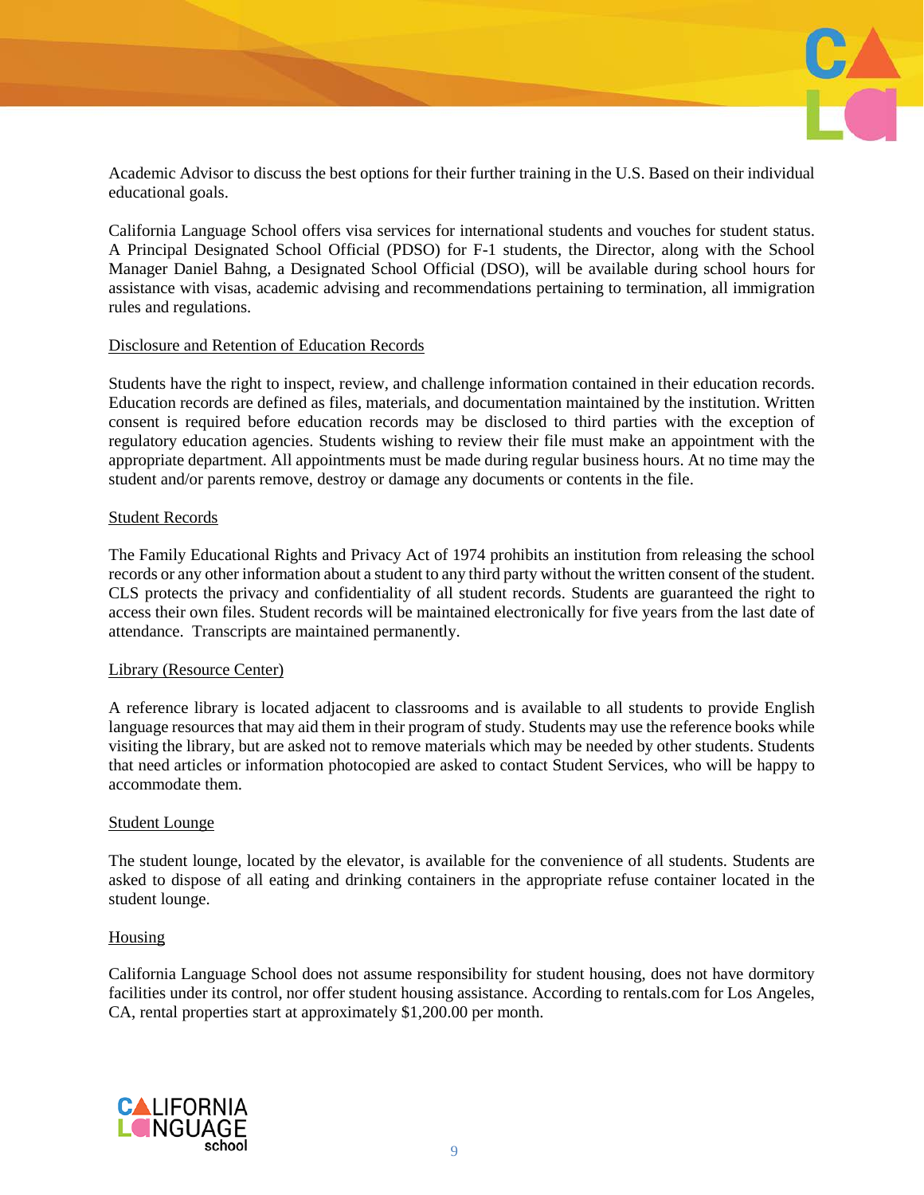Academic Advisor to discuss the best options for their further training in the U.S. Based on their individual educational goals.

California Language School offers visa services for international students and vouches for student status. A Principal Designated School Official (PDSO) for F-1 students, the Director, along with the School Manager Daniel Bahng, a Designated School Official (DSO), will be available during school hours for assistance with visas, academic advising and recommendations pertaining to termination, all immigration rules and regulations.

<u>Disclosure and Retention of Education Records</u>

Students have the right to inspect, review, and challenge information contained in their education records. Education records are defined as files, materials, and documentation maintained by the institution. Written consent is required before education records may be disclosed to third parties with the exception of regulatory education agencies. Students wishing to review their file must make an appointment with the appropriate department. All appointments must be made during regular business hours. At no time may the student and/or parents remove, destroy or damage any documents or contents in the file.

<u>Student Records</u>

The Family Educational Rights and Privacy Act of 1974 prohibits an institution from releasing the school records or any other information about a student to any third party without the written consent of the student. CLS protects the privacy and confidentiality of all student records. Students are guaranteed the right to access their own files. Student records will be maintained electronically for five years from the last date of attendance. Transcripts are maintained permanently.

<u>Library (Resource Center)</u>

A reference library is located adjacent to classrooms and is available to all students to provide English language resources that may aid them in their program of study. Students may use the reference books while visiting the library, but are asked not to remove materials which may be needed by other students. Students that need articles or information photocopied are asked to contact Student Services, who will be happy to accommodate them.

<u>Student Lounge</u>

The student lounge, located by the elevator, is available for the convenience of all students. Students are asked to dispose of all eating and drinking containers in the appropriate refuse container located in the student lounge.

<u>Housing</u>

California Language School does not assume responsibility for student housing, does not have dormitory facilities under its control, nor offer student housing assistance. According to rentals.com for Los Angeles, CA, rental properties start at approximately $1,200.00 per month.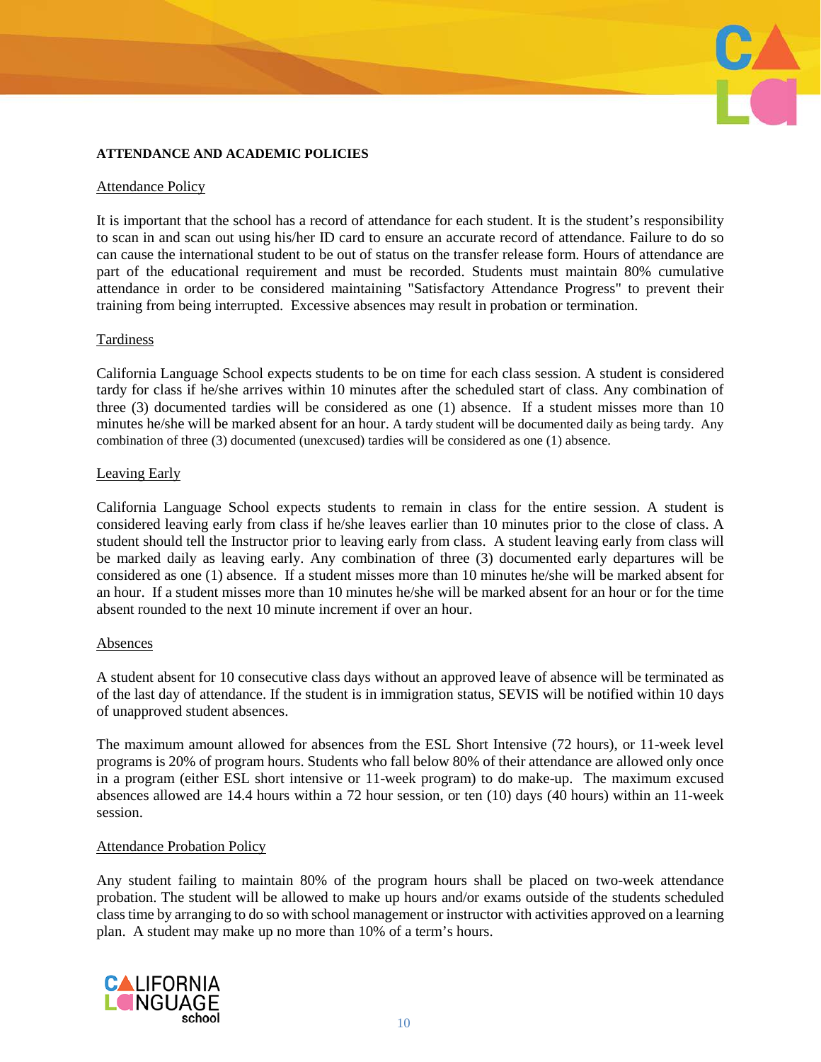**ATTENDANCE AND ACADEMIC POLICIES**

Attendance Policy

It is important that the school has a record of attendance for each student. It is the student's responsibility to scan in and scan out using his/her ID card to ensure an accurate record of attendance. Failure to do so can cause the international student to be out of status on the transfer release form. Hours of attendance are part of the educational requirement and must be recorded. Students must maintain 80% cumulative attendance in order to be considered maintaining "Satisfactory Attendance Progress" to prevent their training from being interrupted. Excessive absences may result in probation or termination.

Tardiness

California Language School expects students to be on time for each class session. A student is considered tardy for class if he/she arrives within 10 minutes after the scheduled start of class. Any combination of three (3) documented tardies will be considered as one (1) absence. If a student misses more than 10 minutes he/she will be marked absent for an hour. A tardy student will be documented daily as being tardy. Any combination of three (3) documented (unexcused) tardies will be considered as one (1) absence.

Leaving Early

California Language School expects students to remain in class for the entire session. A student is considered leaving early from class if he/she leaves earlier than 10 minutes prior to the close of class. A student should tell the Instructor prior to leaving early from class. A student leaving early from class will be marked daily as leaving early. Any combination of three (3) documented early departures will be considered as one (1) absence. If a student misses more than 10 minutes he/she will be marked absent for an hour. If a student misses more than 10 minutes he/she will be marked absent for an hour or for the time absent rounded to the next 10 minute increment if over an hour.

Absences

A student absent for 10 consecutive class days without an approved leave of absence will be terminated as of the last day of attendance. If the student is in immigration status, SEVIS will be notified within 10 days of unapproved student absences.

The maximum amount allowed for absences from the ESL Short Intensive (72 hours), or 11-week level programs is 20% of program hours. Students who fall below 80% of their attendance are allowed only once in a program (either ESL short intensive or 11-week program) to do make-up. The maximum excused absences allowed are 14.4 hours within a 72 hour session, or ten (10) days (40 hours) within an 11-week session.

Attendance Probation Policy

Any student failing to maintain 80% of the program hours shall be placed on two-week attendance probation. The student will be allowed to make up hours and/or exams outside of the students scheduled class time by arranging to do so with school management or instructor with activities approved on a learning plan. A student may make up no more than 10% of a term's hours.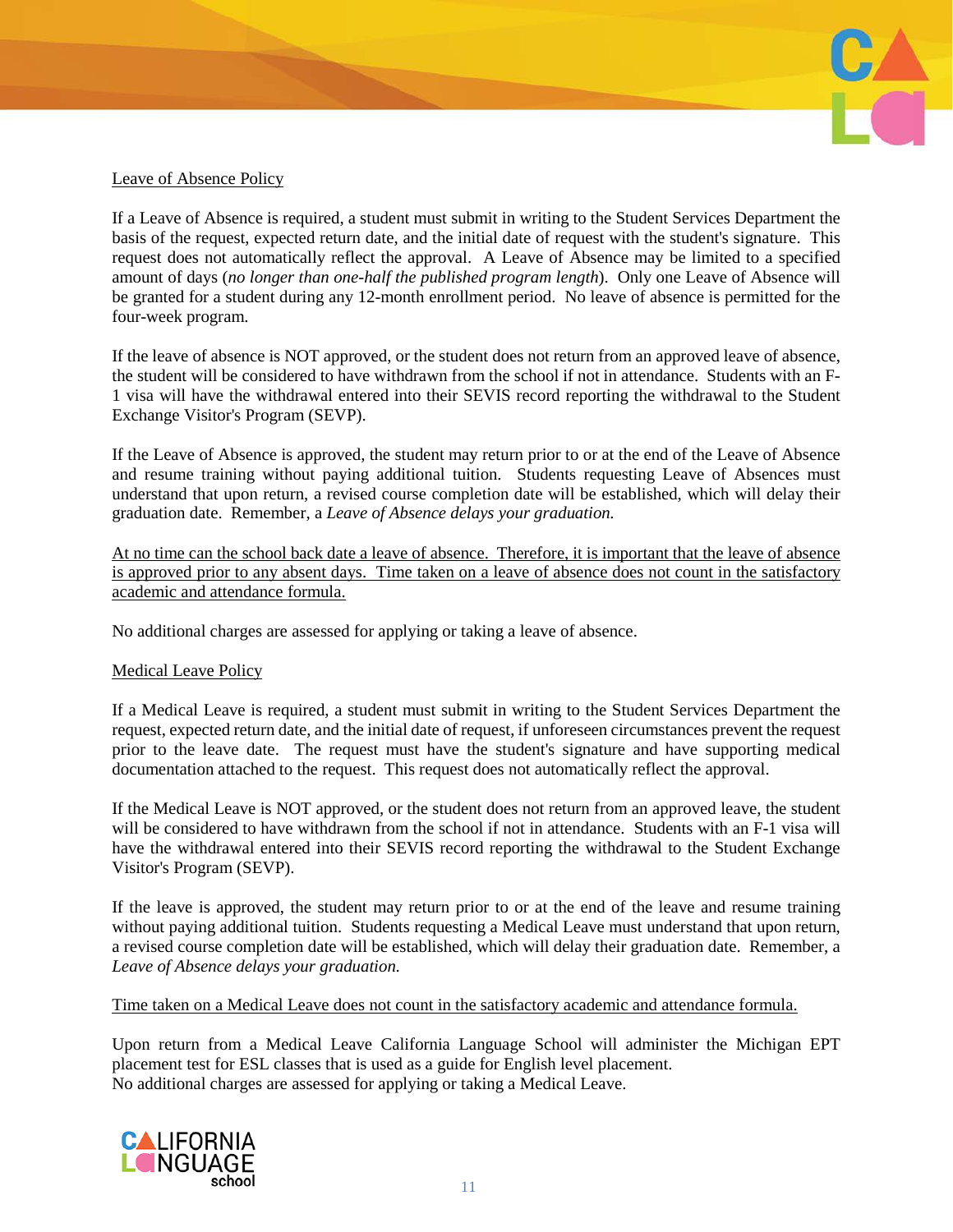## Leave of Absence Policy

If a Leave of Absence is required, a student must submit in writing to the Student Services Department the basis of the request, expected return date, and the initial date of request with the student's signature. This request does not automatically reflect the approval. A Leave of Absence may be limited to a specified amount of days (*no longer than one-half the published program length*). Only one Leave of Absence will be granted for a student during any 12-month enrollment period. No leave of absence is permitted for the four-week program.

If the leave of absence is NOT approved, or the student does not return from an approved leave of absence, the student will be considered to have withdrawn from the school if not in attendance. Students with an F-1 visa will have the withdrawal entered into their SEVIS record reporting the withdrawal to the Student Exchange Visitor's Program (SEVP).

If the Leave of Absence is approved, the student may return prior to or at the end of the Leave of Absence and resume training without paying additional tuition. Students requesting Leave of Absences must understand that upon return, a revised course completion date will be established, which will delay their graduation date. Remember, a *Leave of Absence delays your graduation.*

<u>At no time can the school back date a leave of absence. Therefore, it is important that the leave of absence is approved prior to any absent days. Time taken on a leave of absence does not count in the satisfactory academic and attendance formula.</u>

No additional charges are assessed for applying or taking a leave of absence.

## Medical Leave Policy

If a Medical Leave is required, a student must submit in writing to the Student Services Department the request, expected return date, and the initial date of request, if unforeseen circumstances prevent the request prior to the leave date. The request must have the student's signature and have supporting medical documentation attached to the request. This request does not automatically reflect the approval.

If the Medical Leave is NOT approved, or the student does not return from an approved leave, the student will be considered to have withdrawn from the school if not in attendance. Students with an F-1 visa will have the withdrawal entered into their SEVIS record reporting the withdrawal to the Student Exchange Visitor's Program (SEVP).

If the leave is approved, the student may return prior to or at the end of the leave and resume training without paying additional tuition. Students requesting a Medical Leave must understand that upon return, a revised course completion date will be established, which will delay their graduation date. Remember, a *Leave of Absence delays your graduation.*

<u>Time taken on a Medical Leave does not count in the satisfactory academic and attendance formula.</u>

Upon return from a Medical Leave California Language School will administer the Michigan EPT placement test for ESL classes that is used as a guide for English level placement.
No additional charges are assessed for applying or taking a Medical Leave.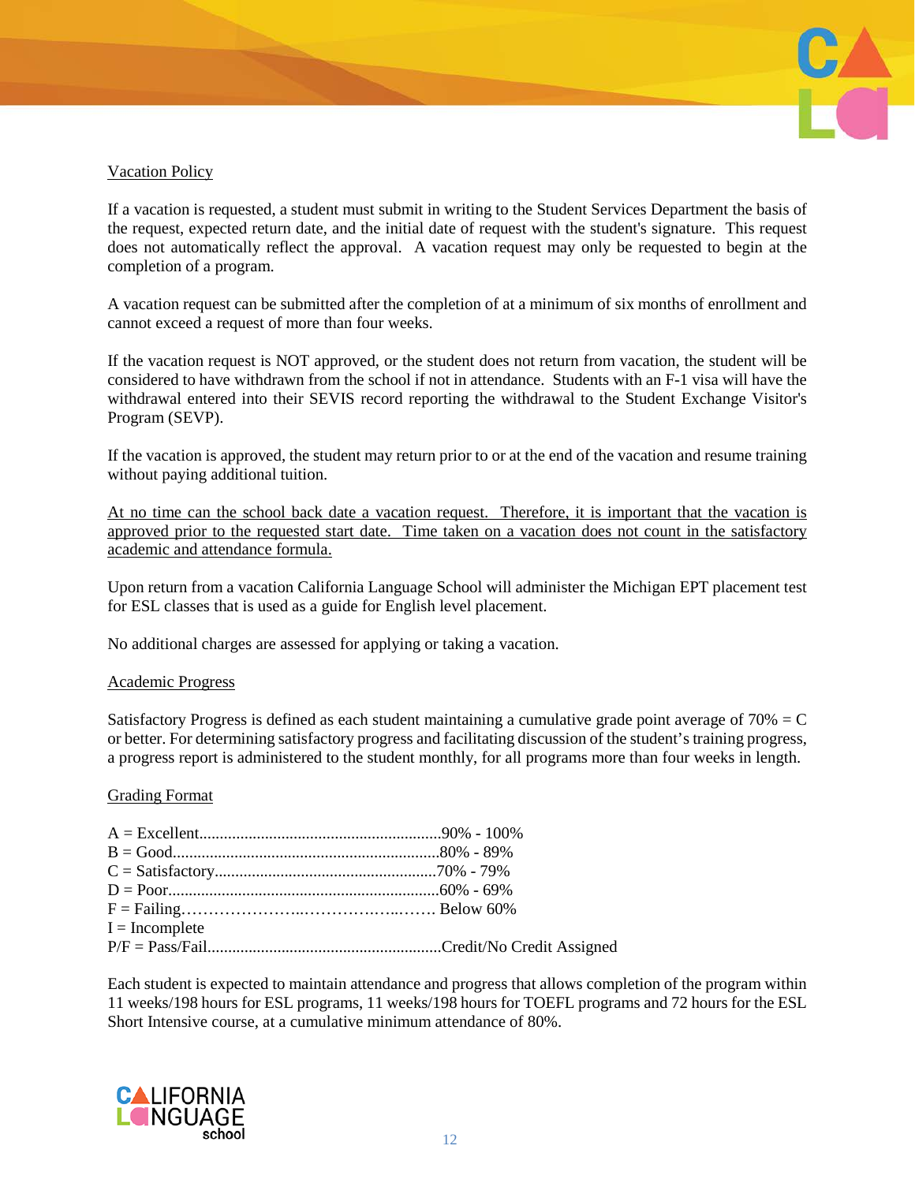## Vacation Policy

If a vacation is requested, a student must submit in writing to the Student Services Department the basis of the request, expected return date, and the initial date of request with the student's signature. This request does not automatically reflect the approval. A vacation request may only be requested to begin at the completion of a program.

A vacation request can be submitted after the completion of at a minimum of six months of enrollment and cannot exceed a request of more than four weeks.

If the vacation request is NOT approved, or the student does not return from vacation, the student will be considered to have withdrawn from the school if not in attendance. Students with an F-1 visa will have the withdrawal entered into their SEVIS record reporting the withdrawal to the Student Exchange Visitor's Program (SEVP).

If the vacation is approved, the student may return prior to or at the end of the vacation and resume training without paying additional tuition.

At no time can the school back date a vacation request. Therefore, it is important that the vacation is approved prior to the requested start date. Time taken on a vacation does not count in the satisfactory academic and attendance formula.

Upon return from a vacation California Language School will administer the Michigan EPT placement test for ESL classes that is used as a guide for English level placement.

No additional charges are assessed for applying or taking a vacation.

## Academic Progress

Satisfactory Progress is defined as each student maintaining a cumulative grade point average of 70% = C or better. For determining satisfactory progress and facilitating discussion of the student's training progress, a progress report is administered to the student monthly, for all programs more than four weeks in length.

## Grading Format

A = Excellent..........................................................90% - 100%
B = Good................................................................80% - 89%
C = Satisfactory......................................................70% - 79%
D = Poor.................................................................60% - 69%
F = Failing………………….………….…..……. Below 60%
I = Incomplete
P/F = Pass/Fail........................................................Credit/No Credit Assigned

Each student is expected to maintain attendance and progress that allows completion of the program within 11 weeks/198 hours for ESL programs, 11 weeks/198 hours for TOEFL programs and 72 hours for the ESL Short Intensive course, at a cumulative minimum attendance of 80%.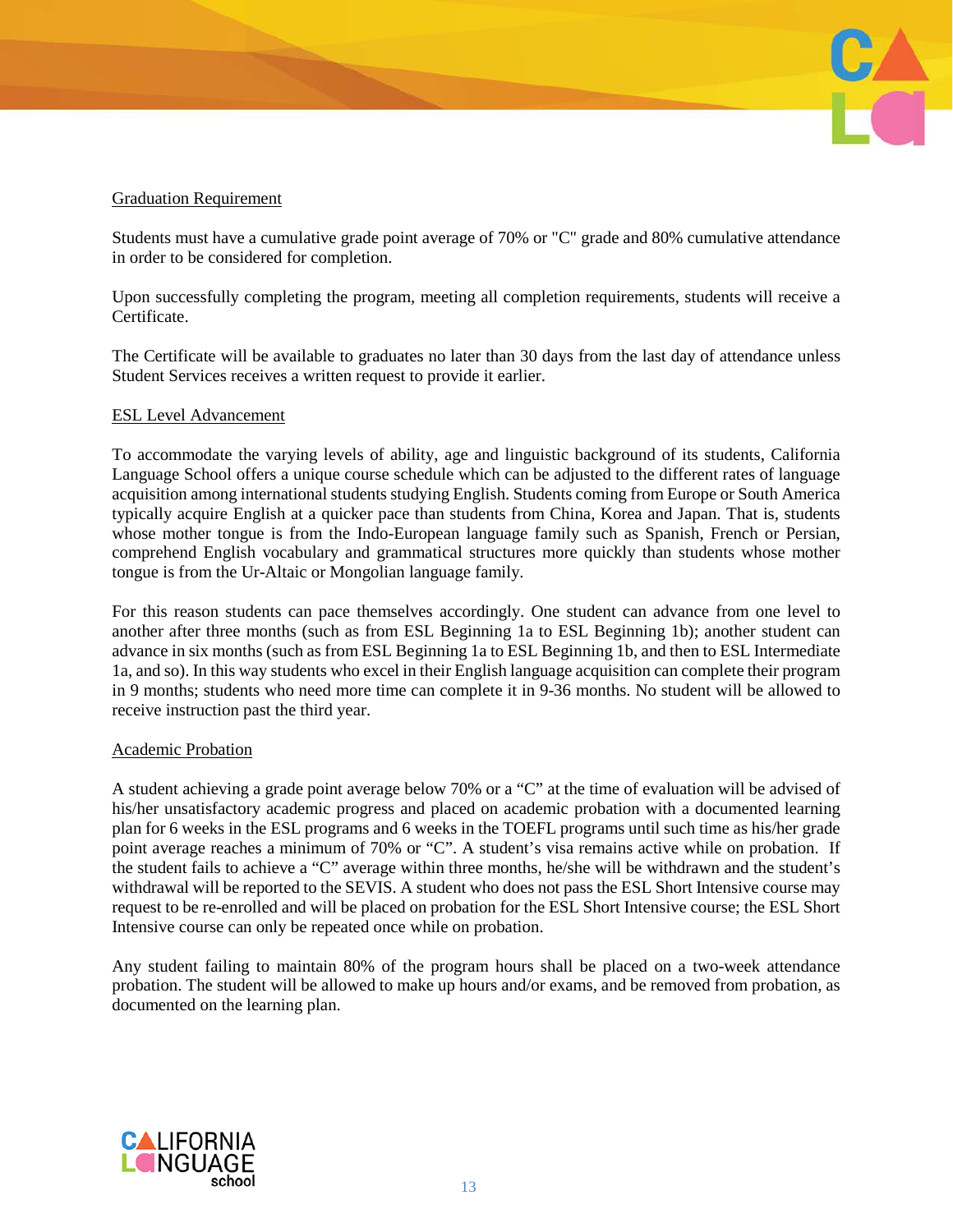## Graduation Requirement

Students must have a cumulative grade point average of 70% or "C" grade and 80% cumulative attendance in order to be considered for completion.

Upon successfully completing the program, meeting all completion requirements, students will receive a Certificate.

The Certificate will be available to graduates no later than 30 days from the last day of attendance unless Student Services receives a written request to provide it earlier.

## ESL Level Advancement

To accommodate the varying levels of ability, age and linguistic background of its students, California Language School offers a unique course schedule which can be adjusted to the different rates of language acquisition among international students studying English. Students coming from Europe or South America typically acquire English at a quicker pace than students from China, Korea and Japan. That is, students whose mother tongue is from the Indo-European language family such as Spanish, French or Persian, comprehend English vocabulary and grammatical structures more quickly than students whose mother tongue is from the Ur-Altaic or Mongolian language family.

For this reason students can pace themselves accordingly. One student can advance from one level to another after three months (such as from ESL Beginning 1a to ESL Beginning 1b); another student can advance in six months (such as from ESL Beginning 1a to ESL Beginning 1b, and then to ESL Intermediate 1a, and so). In this way students who excel in their English language acquisition can complete their program in 9 months; students who need more time can complete it in 9-36 months. No student will be allowed to receive instruction past the third year.

## Academic Probation

A student achieving a grade point average below 70% or a "C" at the time of evaluation will be advised of his/her unsatisfactory academic progress and placed on academic probation with a documented learning plan for 6 weeks in the ESL programs and 6 weeks in the TOEFL programs until such time as his/her grade point average reaches a minimum of 70% or "C". A student's visa remains active while on probation. If the student fails to achieve a "C" average within three months, he/she will be withdrawn and the student's withdrawal will be reported to the SEVIS. A student who does not pass the ESL Short Intensive course may request to be re-enrolled and will be placed on probation for the ESL Short Intensive course; the ESL Short Intensive course can only be repeated once while on probation.

Any student failing to maintain 80% of the program hours shall be placed on a two-week attendance probation. The student will be allowed to make up hours and/or exams, and be removed from probation, as documented on the learning plan.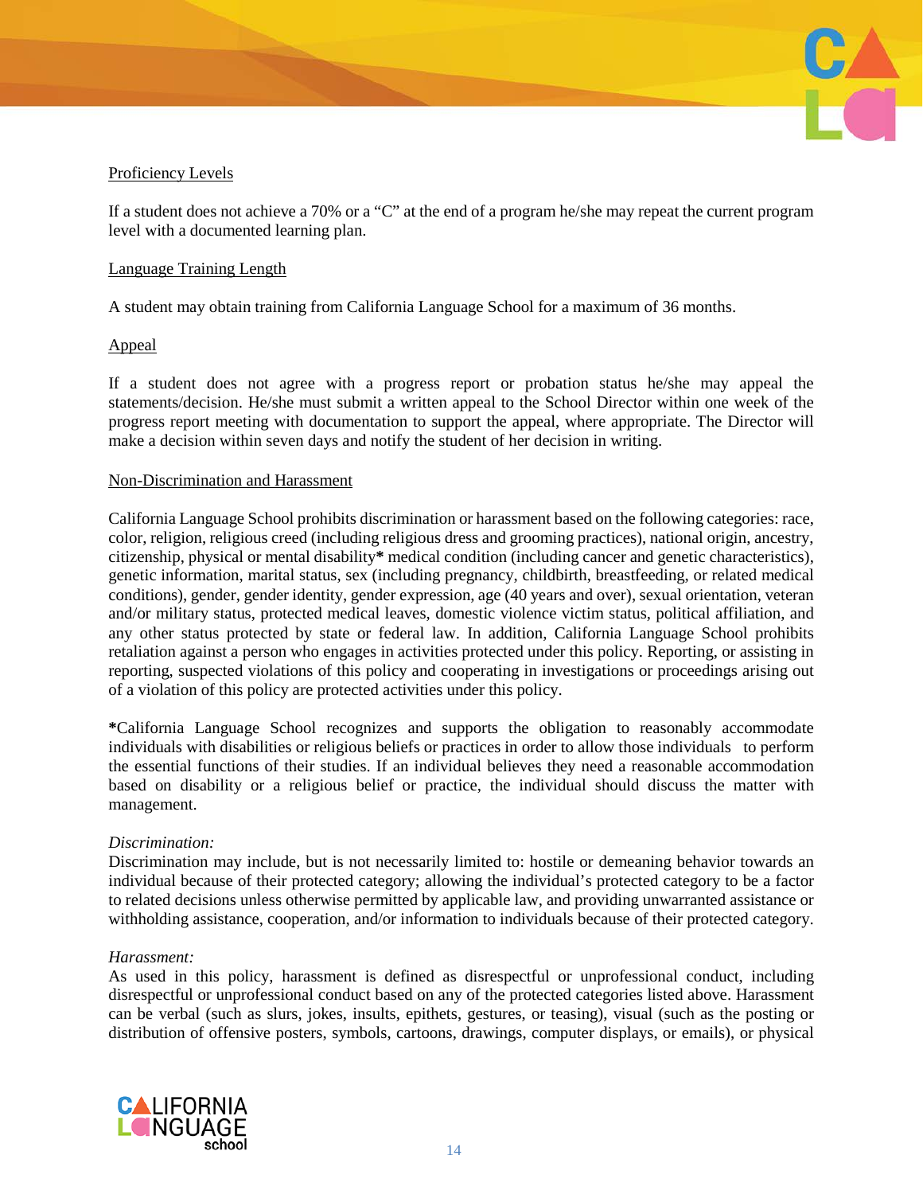## Proficiency Levels

If a student does not achieve a 70% or a "C" at the end of a program he/she may repeat the current program level with a documented learning plan.

## Language Training Length

A student may obtain training from California Language School for a maximum of 36 months.

## Appeal

If a student does not agree with a progress report or probation status he/she may appeal the statements/decision. He/she must submit a written appeal to the School Director within one week of the progress report meeting with documentation to support the appeal, where appropriate. The Director will make a decision within seven days and notify the student of her decision in writing.

## Non-Discrimination and Harassment

California Language School prohibits discrimination or harassment based on the following categories: race, color, religion, religious creed (including religious dress and grooming practices), national origin, ancestry, citizenship, physical or mental disability**\*** medical condition (including cancer and genetic characteristics), genetic information, marital status, sex (including pregnancy, childbirth, breastfeeding, or related medical conditions), gender, gender identity, gender expression, age (40 years and over), sexual orientation, veteran and/or military status, protected medical leaves, domestic violence victim status, political affiliation, and any other status protected by state or federal law. In addition, California Language School prohibits retaliation against a person who engages in activities protected under this policy. Reporting, or assisting in reporting, suspected violations of this policy and cooperating in investigations or proceedings arising out of a violation of this policy are protected activities under this policy.

**\***California Language School recognizes and supports the obligation to reasonably accommodate individuals with disabilities or religious beliefs or practices in order to allow those individuals to perform the essential functions of their studies. If an individual believes they need a reasonable accommodation based on disability or a religious belief or practice, the individual should discuss the matter with management.

*Discrimination:*
Discrimination may include, but is not necessarily limited to: hostile or demeaning behavior towards an individual because of their protected category; allowing the individual's protected category to be a factor to related decisions unless otherwise permitted by applicable law, and providing unwarranted assistance or withholding assistance, cooperation, and/or information to individuals because of their protected category.

*Harassment:*
As used in this policy, harassment is defined as disrespectful or unprofessional conduct, including disrespectful or unprofessional conduct based on any of the protected categories listed above. Harassment can be verbal (such as slurs, jokes, insults, epithets, gestures, or teasing), visual (such as the posting or distribution of offensive posters, symbols, cartoons, drawings, computer displays, or emails), or physical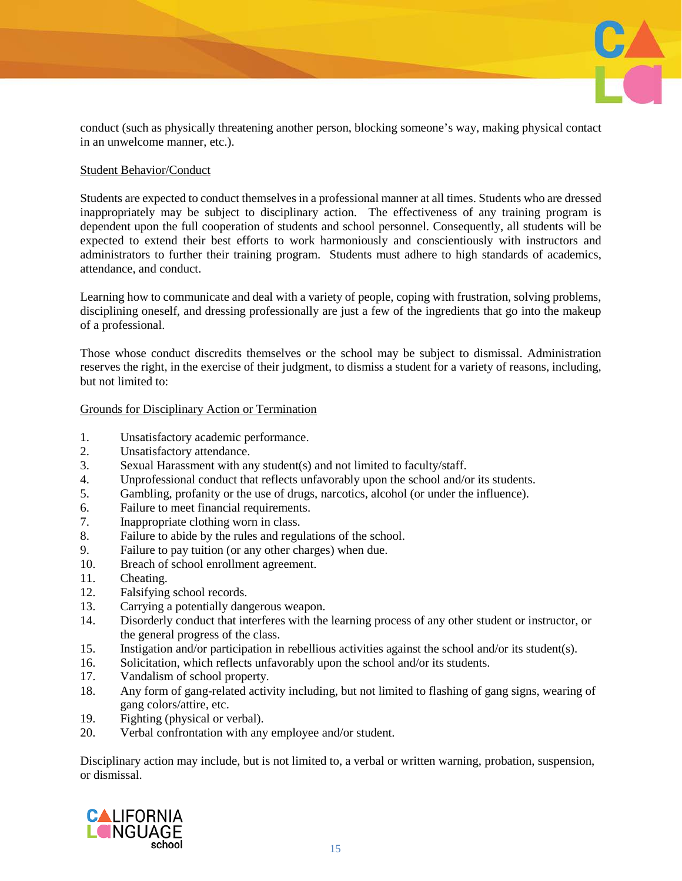conduct (such as physically threatening another person, blocking someone's way, making physical contact in an unwelcome manner, etc.).

Student Behavior/Conduct

Students are expected to conduct themselves in a professional manner at all times. Students who are dressed inappropriately may be subject to disciplinary action. The effectiveness of any training program is dependent upon the full cooperation of students and school personnel. Consequently, all students will be expected to extend their best efforts to work harmoniously and conscientiously with instructors and administrators to further their training program. Students must adhere to high standards of academics, attendance, and conduct.

Learning how to communicate and deal with a variety of people, coping with frustration, solving problems, disciplining oneself, and dressing professionally are just a few of the ingredients that go into the makeup of a professional.

Those whose conduct discredits themselves or the school may be subject to dismissal. Administration reserves the right, in the exercise of their judgment, to dismiss a student for a variety of reasons, including, but not limited to:

Grounds for Disciplinary Action or Termination

1. Unsatisfactory academic performance.
2. Unsatisfactory attendance.
3. Sexual Harassment with any student(s) and not limited to faculty/staff.
4. Unprofessional conduct that reflects unfavorably upon the school and/or its students.
5. Gambling, profanity or the use of drugs, narcotics, alcohol (or under the influence).
6. Failure to meet financial requirements.
7. Inappropriate clothing worn in class.
8. Failure to abide by the rules and regulations of the school.
9. Failure to pay tuition (or any other charges) when due.
10. Breach of school enrollment agreement.
11. Cheating.
12. Falsifying school records.
13. Carrying a potentially dangerous weapon.
14. Disorderly conduct that interferes with the learning process of any other student or instructor, or the general progress of the class.
15. Instigation and/or participation in rebellious activities against the school and/or its student(s).
16. Solicitation, which reflects unfavorably upon the school and/or its students.
17. Vandalism of school property.
18. Any form of gang-related activity including, but not limited to flashing of gang signs, wearing of gang colors/attire, etc.
19. Fighting (physical or verbal).
20. Verbal confrontation with any employee and/or student.

Disciplinary action may include, but is not limited to, a verbal or written warning, probation, suspension, or dismissal.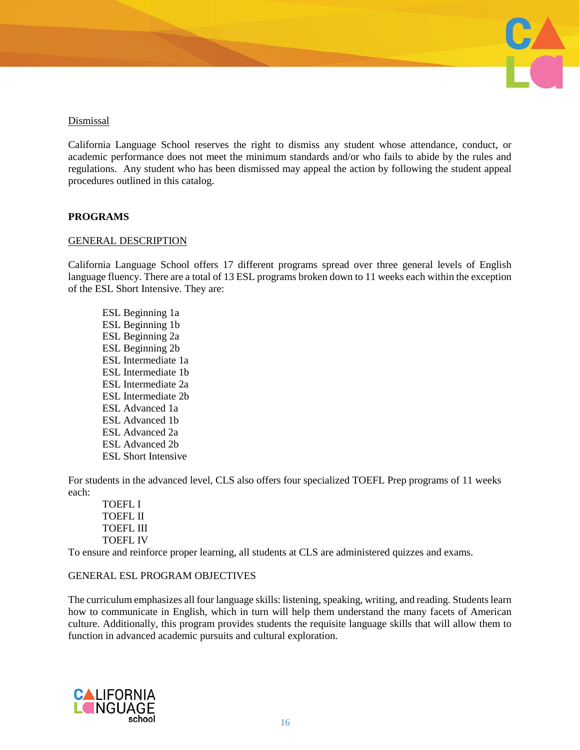Dismissal

California Language School reserves the right to dismiss any student whose attendance, conduct, or academic performance does not meet the minimum standards and/or who fails to abide by the rules and regulations. Any student who has been dismissed may appeal the action by following the student appeal procedures outlined in this catalog.

## PROGRAMS

### GENERAL DESCRIPTION

California Language School offers 17 different programs spread over three general levels of English language fluency. There are a total of 13 ESL programs broken down to 11 weeks each within the exception of the ESL Short Intensive. They are:

- ESL Beginning 1a
- ESL Beginning 1b
- ESL Beginning 2a
- ESL Beginning 2b
- ESL Intermediate 1a
- ESL Intermediate 1b
- ESL Intermediate 2a
- ESL Intermediate 2b
- ESL Advanced 1a
- ESL Advanced 1b
- ESL Advanced 2a
- ESL Advanced 2b
- ESL Short Intensive

For students in the advanced level, CLS also offers four specialized TOEFL Prep programs of 11 weeks each:

- TOEFL I
- TOEFL II
- TOEFL III
- TOEFL IV

To ensure and reinforce proper learning, all students at CLS are administered quizzes and exams.

### GENERAL ESL PROGRAM OBJECTIVES

The curriculum emphasizes all four language skills: listening, speaking, writing, and reading. Students learn how to communicate in English, which in turn will help them understand the many facets of American culture. Additionally, this program provides students the requisite language skills that will allow them to function in advanced academic pursuits and cultural exploration.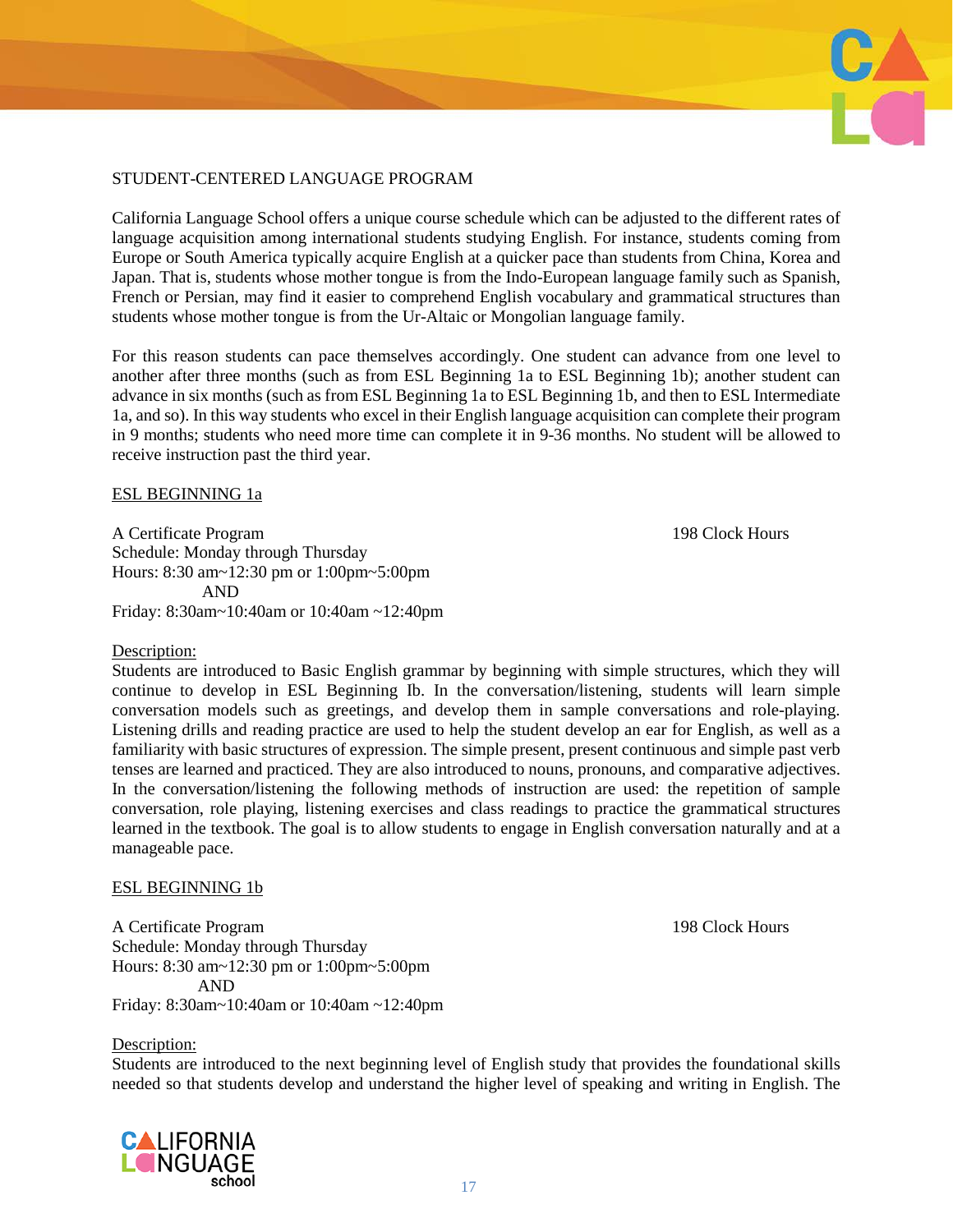STUDENT-CENTERED LANGUAGE PROGRAM

California Language School offers a unique course schedule which can be adjusted to the different rates of language acquisition among international students studying English. For instance, students coming from Europe or South America typically acquire English at a quicker pace than students from China, Korea and Japan. That is, students whose mother tongue is from the Indo-European language family such as Spanish, French or Persian, may find it easier to comprehend English vocabulary and grammatical structures than students whose mother tongue is from the Ur-Altaic or Mongolian language family.

For this reason students can pace themselves accordingly. One student can advance from one level to another after three months (such as from ESL Beginning 1a to ESL Beginning 1b); another student can advance in six months (such as from ESL Beginning 1a to ESL Beginning 1b, and then to ESL Intermediate 1a, and so). In this way students who excel in their English language acquisition can complete their program in 9 months; students who need more time can complete it in 9-36 months. No student will be allowed to receive instruction past the third year.

<u>ESL BEGINNING 1a</u>

A Certificate Program — 198 Clock Hours
Schedule: Monday through Thursday
Hours: 8:30 am~12:30 pm or 1:00pm~5:00pm
AND
Friday: 8:30am~10:40am or 10:40am ~12:40pm

<u>Description:</u>
Students are introduced to Basic English grammar by beginning with simple structures, which they will continue to develop in ESL Beginning Ib. In the conversation/listening, students will learn simple conversation models such as greetings, and develop them in sample conversations and role-playing. Listening drills and reading practice are used to help the student develop an ear for English, as well as a familiarity with basic structures of expression. The simple present, present continuous and simple past verb tenses are learned and practiced. They are also introduced to nouns, pronouns, and comparative adjectives. In the conversation/listening the following methods of instruction are used: the repetition of sample conversation, role playing, listening exercises and class readings to practice the grammatical structures learned in the textbook. The goal is to allow students to engage in English conversation naturally and at a manageable pace.

<u>ESL BEGINNING 1b</u>

A Certificate Program — 198 Clock Hours
Schedule: Monday through Thursday
Hours: 8:30 am~12:30 pm or 1:00pm~5:00pm
AND
Friday: 8:30am~10:40am or 10:40am ~12:40pm

<u>Description:</u>
Students are introduced to the next beginning level of English study that provides the foundational skills needed so that students develop and understand the higher level of speaking and writing in English. The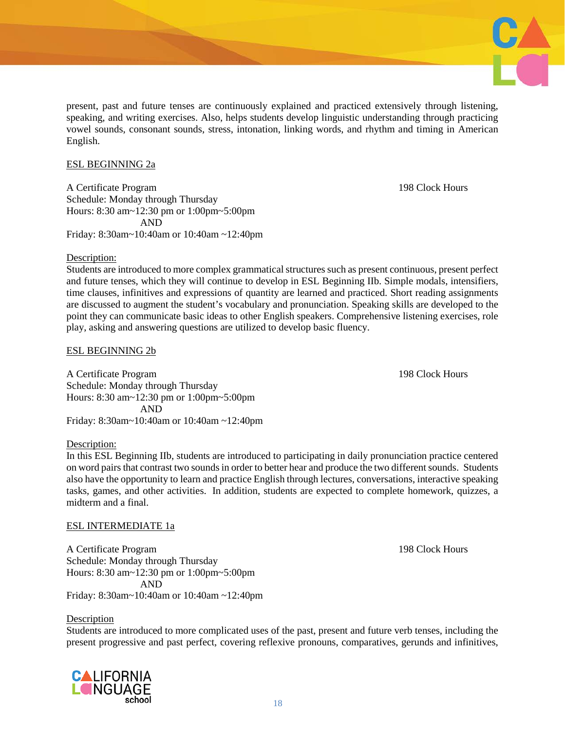present, past and future tenses are continuously explained and practiced extensively through listening, speaking, and writing exercises. Also, helps students develop linguistic understanding through practicing vowel sounds, consonant sounds, stress, intonation, linking words, and rhythm and timing in American English.

## ESL BEGINNING 2a

A Certificate Program 198 Clock Hours
Schedule: Monday through Thursday
Hours: 8:30 am~12:30 pm or 1:00pm~5:00pm
AND
Friday: 8:30am~10:40am or 10:40am ~12:40pm

Description:
Students are introduced to more complex grammatical structures such as present continuous, present perfect and future tenses, which they will continue to develop in ESL Beginning IIb. Simple modals, intensifiers, time clauses, infinitives and expressions of quantity are learned and practiced. Short reading assignments are discussed to augment the student's vocabulary and pronunciation. Speaking skills are developed to the point they can communicate basic ideas to other English speakers. Comprehensive listening exercises, role play, asking and answering questions are utilized to develop basic fluency.

## ESL BEGINNING 2b

A Certificate Program 198 Clock Hours
Schedule: Monday through Thursday
Hours: 8:30 am~12:30 pm or 1:00pm~5:00pm
AND
Friday: 8:30am~10:40am or 10:40am ~12:40pm

Description:
In this ESL Beginning IIb, students are introduced to participating in daily pronunciation practice centered on word pairs that contrast two sounds in order to better hear and produce the two different sounds. Students also have the opportunity to learn and practice English through lectures, conversations, interactive speaking tasks, games, and other activities. In addition, students are expected to complete homework, quizzes, a midterm and a final.

## ESL INTERMEDIATE 1a

A Certificate Program 198 Clock Hours
Schedule: Monday through Thursday
Hours: 8:30 am~12:30 pm or 1:00pm~5:00pm
AND
Friday: 8:30am~10:40am or 10:40am ~12:40pm

Description
Students are introduced to more complicated uses of the past, present and future verb tenses, including the present progressive and past perfect, covering reflexive pronouns, comparatives, gerunds and infinitives,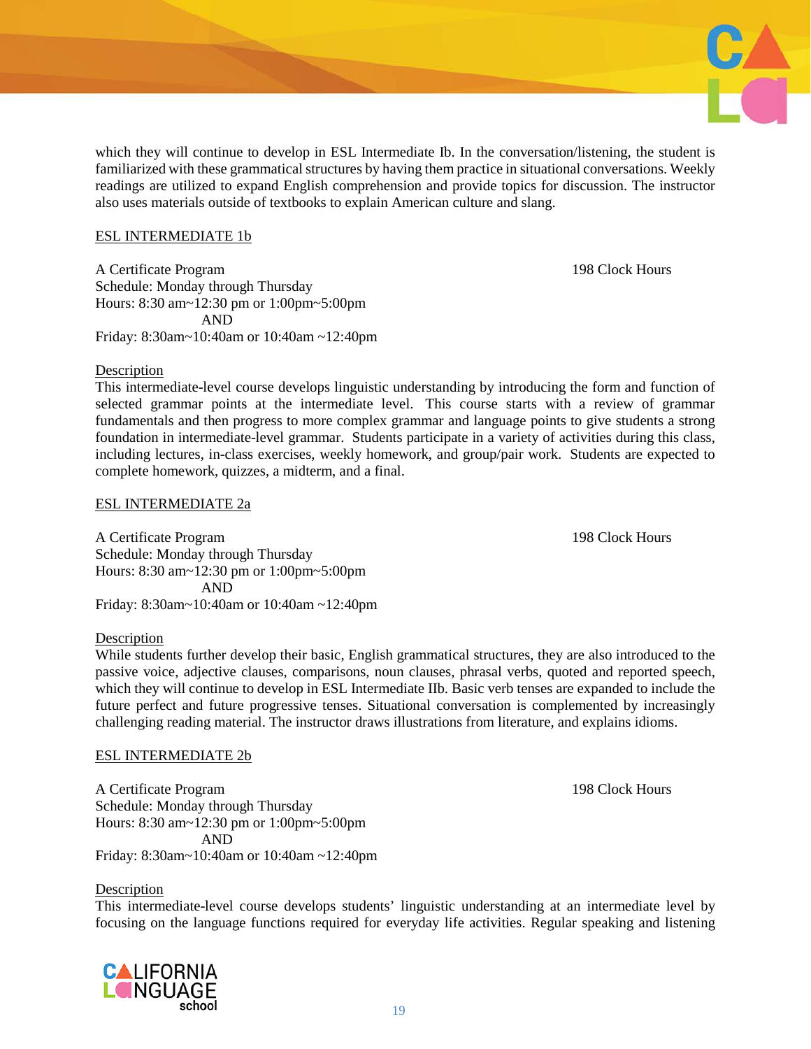which they will continue to develop in ESL Intermediate Ib. In the conversation/listening, the student is familiarized with these grammatical structures by having them practice in situational conversations. Weekly readings are utilized to expand English comprehension and provide topics for discussion. The instructor also uses materials outside of textbooks to explain American culture and slang.

## ESL INTERMEDIATE 1b

A Certificate Program — 198 Clock Hours

Schedule: Monday through Thursday
Hours: 8:30 am~12:30 pm or 1:00pm~5:00pm
AND
Friday: 8:30am~10:40am or 10:40am ~12:40pm

Description

This intermediate-level course develops linguistic understanding by introducing the form and function of selected grammar points at the intermediate level. This course starts with a review of grammar fundamentals and then progress to more complex grammar and language points to give students a strong foundation in intermediate-level grammar. Students participate in a variety of activities during this class, including lectures, in-class exercises, weekly homework, and group/pair work. Students are expected to complete homework, quizzes, a midterm, and a final.

## ESL INTERMEDIATE 2a

A Certificate Program — 198 Clock Hours

Schedule: Monday through Thursday
Hours: 8:30 am~12:30 pm or 1:00pm~5:00pm
AND
Friday: 8:30am~10:40am or 10:40am ~12:40pm

Description

While students further develop their basic, English grammatical structures, they are also introduced to the passive voice, adjective clauses, comparisons, noun clauses, phrasal verbs, quoted and reported speech, which they will continue to develop in ESL Intermediate IIb. Basic verb tenses are expanded to include the future perfect and future progressive tenses. Situational conversation is complemented by increasingly challenging reading material. The instructor draws illustrations from literature, and explains idioms.

## ESL INTERMEDIATE 2b

A Certificate Program — 198 Clock Hours

Schedule: Monday through Thursday
Hours: 8:30 am~12:30 pm or 1:00pm~5:00pm
AND
Friday: 8:30am~10:40am or 10:40am ~12:40pm

Description

This intermediate-level course develops students' linguistic understanding at an intermediate level by focusing on the language functions required for everyday life activities. Regular speaking and listening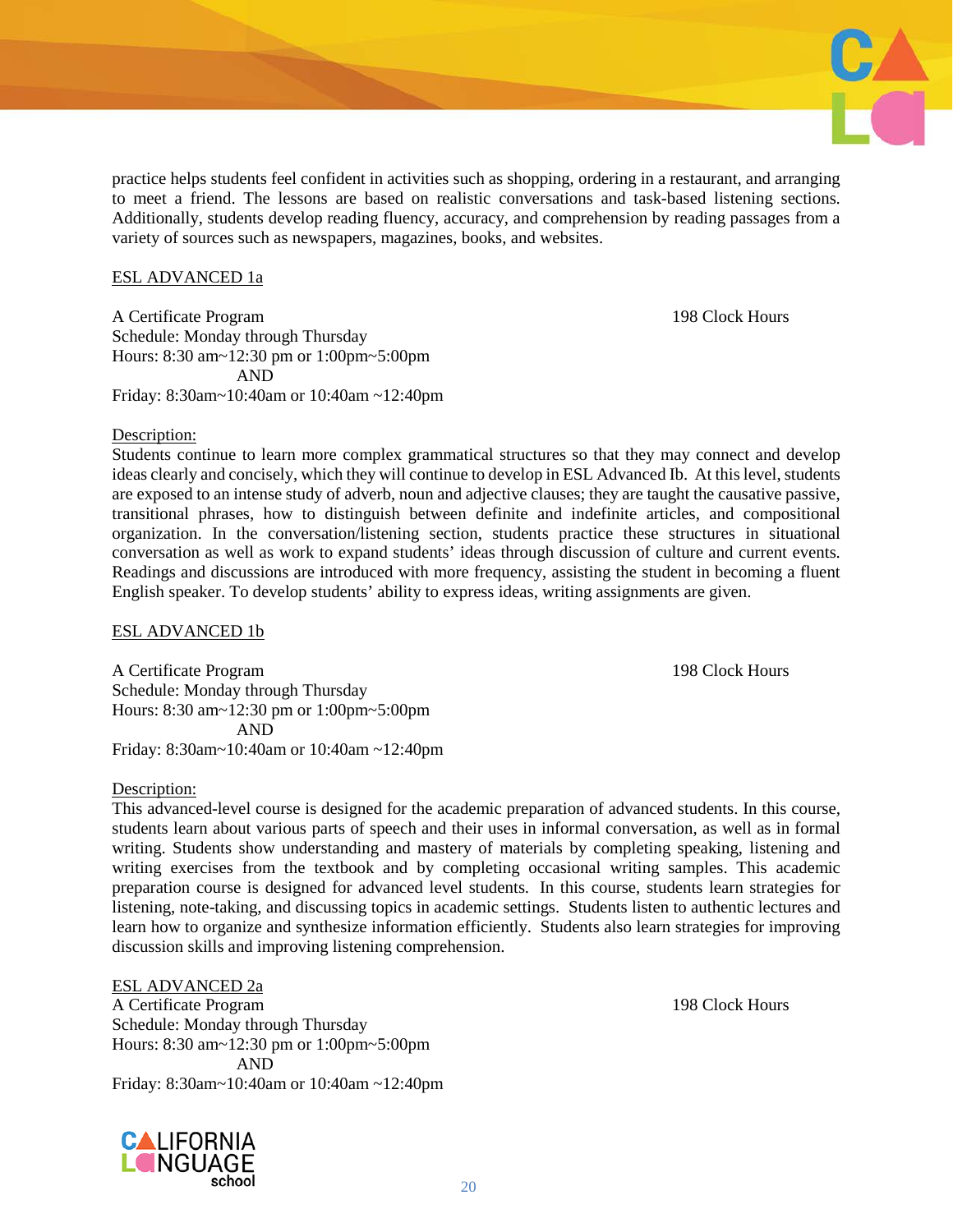practice helps students feel confident in activities such as shopping, ordering in a restaurant, and arranging to meet a friend. The lessons are based on realistic conversations and task-based listening sections. Additionally, students develop reading fluency, accuracy, and comprehension by reading passages from a variety of sources such as newspapers, magazines, books, and websites.

<u>ESL ADVANCED 1a</u>

A Certificate Program — 198 Clock Hours
Schedule: Monday through Thursday
Hours: 8:30 am~12:30 pm or 1:00pm~5:00pm
AND
Friday: 8:30am~10:40am or 10:40am ~12:40pm

<u>Description:</u>
Students continue to learn more complex grammatical structures so that they may connect and develop ideas clearly and concisely, which they will continue to develop in ESL Advanced Ib. At this level, students are exposed to an intense study of adverb, noun and adjective clauses; they are taught the causative passive, transitional phrases, how to distinguish between definite and indefinite articles, and compositional organization. In the conversation/listening section, students practice these structures in situational conversation as well as work to expand students' ideas through discussion of culture and current events. Readings and discussions are introduced with more frequency, assisting the student in becoming a fluent English speaker. To develop students' ability to express ideas, writing assignments are given.

<u>ESL ADVANCED 1b</u>

A Certificate Program — 198 Clock Hours
Schedule: Monday through Thursday
Hours: 8:30 am~12:30 pm or 1:00pm~5:00pm
AND
Friday: 8:30am~10:40am or 10:40am ~12:40pm

<u>Description:</u>
This advanced-level course is designed for the academic preparation of advanced students. In this course, students learn about various parts of speech and their uses in informal conversation, as well as in formal writing. Students show understanding and mastery of materials by completing speaking, listening and writing exercises from the textbook and by completing occasional writing samples. This academic preparation course is designed for advanced level students. In this course, students learn strategies for listening, note-taking, and discussing topics in academic settings. Students listen to authentic lectures and learn how to organize and synthesize information efficiently. Students also learn strategies for improving discussion skills and improving listening comprehension.

<u>ESL ADVANCED 2a</u>
A Certificate Program — 198 Clock Hours
Schedule: Monday through Thursday
Hours: 8:30 am~12:30 pm or 1:00pm~5:00pm
AND
Friday: 8:30am~10:40am or 10:40am ~12:40pm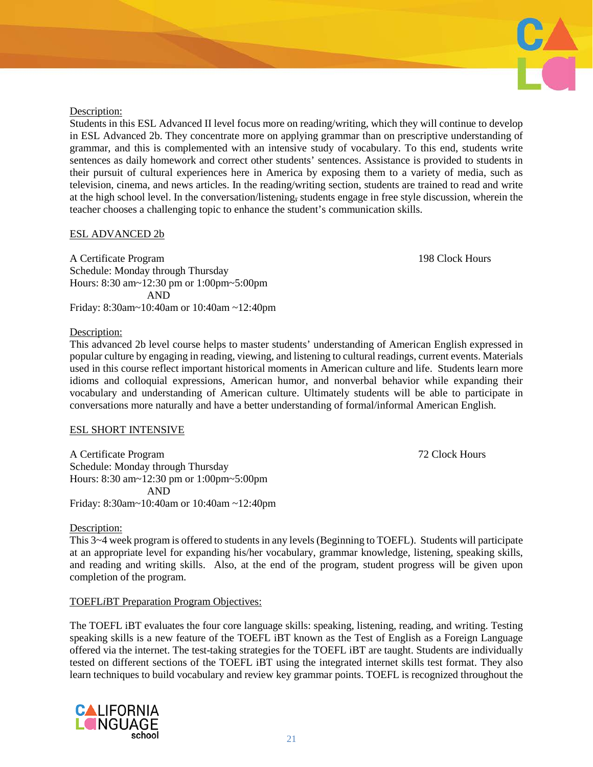Description:
Students in this ESL Advanced II level focus more on reading/writing, which they will continue to develop in ESL Advanced 2b. They concentrate more on applying grammar than on prescriptive understanding of grammar, and this is complemented with an intensive study of vocabulary. To this end, students write sentences as daily homework and correct other students' sentences. Assistance is provided to students in their pursuit of cultural experiences here in America by exposing them to a variety of media, such as television, cinema, and news articles. In the reading/writing section, students are trained to read and write at the high school level. In the conversation/listening, students engage in free style discussion, wherein the teacher chooses a challenging topic to enhance the student's communication skills.

## ESL ADVANCED 2b

A Certificate Program — 198 Clock Hours

Schedule: Monday through Thursday
Hours: 8:30 am~12:30 pm or 1:00pm~5:00pm
AND
Friday: 8:30am~10:40am or 10:40am ~12:40pm

Description:
This advanced 2b level course helps to master students' understanding of American English expressed in popular culture by engaging in reading, viewing, and listening to cultural readings, current events. Materials used in this course reflect important historical moments in American culture and life. Students learn more idioms and colloquial expressions, American humor, and nonverbal behavior while expanding their vocabulary and understanding of American culture. Ultimately students will be able to participate in conversations more naturally and have a better understanding of formal/informal American English.

## ESL SHORT INTENSIVE

A Certificate Program — 72 Clock Hours

Schedule: Monday through Thursday
Hours: 8:30 am~12:30 pm or 1:00pm~5:00pm
AND
Friday: 8:30am~10:40am or 10:40am ~12:40pm

Description:
This 3~4 week program is offered to students in any levels (Beginning to TOEFL). Students will participate at an appropriate level for expanding his/her vocabulary, grammar knowledge, listening, speaking skills, and reading and writing skills. Also, at the end of the program, student progress will be given upon completion of the program.

## TOEFL*i*BT Preparation Program Objectives:

The TOEFL iBT evaluates the four core language skills: speaking, listening, reading, and writing. Testing speaking skills is a new feature of the TOEFL iBT known as the Test of English as a Foreign Language offered via the internet. The test-taking strategies for the TOEFL iBT are taught. Students are individually tested on different sections of the TOEFL iBT using the integrated internet skills test format. They also learn techniques to build vocabulary and review key grammar points. TOEFL is recognized throughout the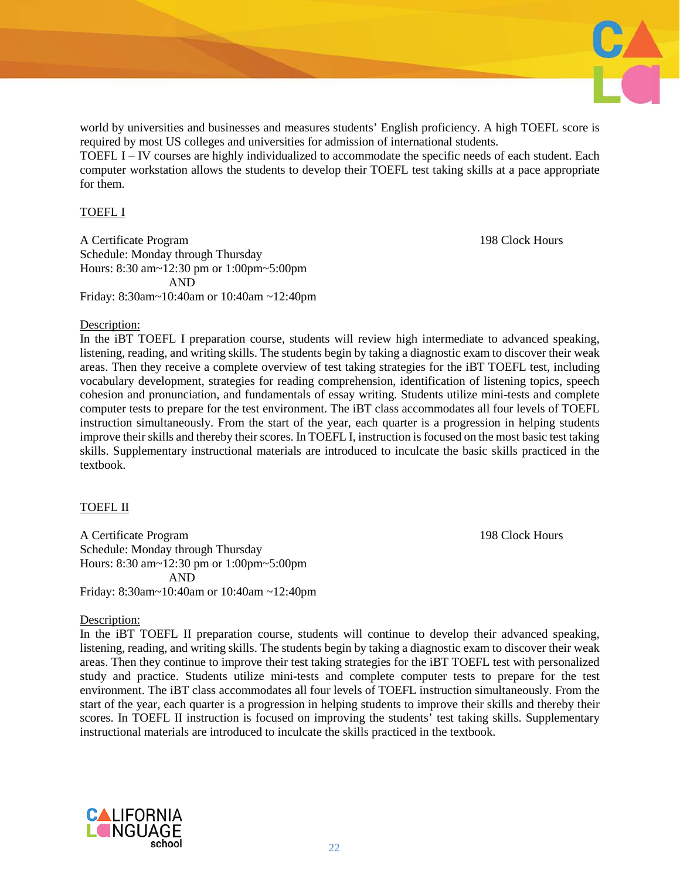world by universities and businesses and measures students' English proficiency. A high TOEFL score is required by most US colleges and universities for admission of international students.
TOEFL I – IV courses are highly individualized to accommodate the specific needs of each student. Each computer workstation allows the students to develop their TOEFL test taking skills at a pace appropriate for them.

## TOEFL I

A Certificate Program 198 Clock Hours
Schedule: Monday through Thursday
Hours: 8:30 am~12:30 pm or 1:00pm~5:00pm
AND
Friday: 8:30am~10:40am or 10:40am ~12:40pm

Description:
In the iBT TOEFL I preparation course, students will review high intermediate to advanced speaking, listening, reading, and writing skills. The students begin by taking a diagnostic exam to discover their weak areas. Then they receive a complete overview of test taking strategies for the iBT TOEFL test, including vocabulary development, strategies for reading comprehension, identification of listening topics, speech cohesion and pronunciation, and fundamentals of essay writing. Students utilize mini-tests and complete computer tests to prepare for the test environment. The iBT class accommodates all four levels of TOEFL instruction simultaneously. From the start of the year, each quarter is a progression in helping students improve their skills and thereby their scores. In TOEFL I, instruction is focused on the most basic test taking skills. Supplementary instructional materials are introduced to inculcate the basic skills practiced in the textbook.

## TOEFL II

A Certificate Program 198 Clock Hours
Schedule: Monday through Thursday
Hours: 8:30 am~12:30 pm or 1:00pm~5:00pm
AND
Friday: 8:30am~10:40am or 10:40am ~12:40pm

Description:
In the iBT TOEFL II preparation course, students will continue to develop their advanced speaking, listening, reading, and writing skills. The students begin by taking a diagnostic exam to discover their weak areas. Then they continue to improve their test taking strategies for the iBT TOEFL test with personalized study and practice. Students utilize mini-tests and complete computer tests to prepare for the test environment. The iBT class accommodates all four levels of TOEFL instruction simultaneously. From the start of the year, each quarter is a progression in helping students to improve their skills and thereby their scores. In TOEFL II instruction is focused on improving the students' test taking skills. Supplementary instructional materials are introduced to inculcate the skills practiced in the textbook.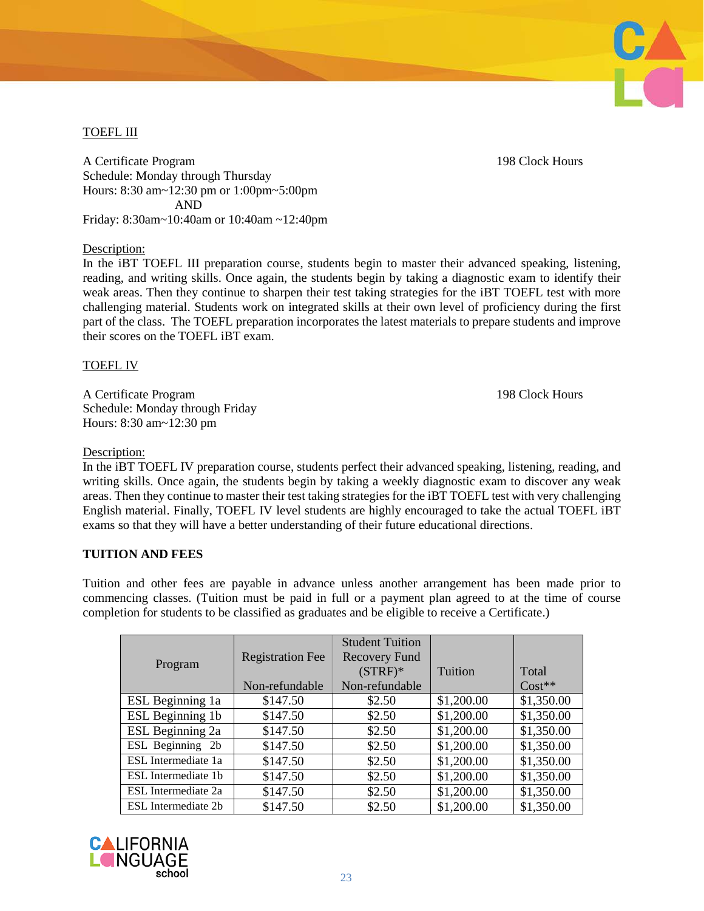<u>TOEFL III</u>

A Certificate Program — 198 Clock Hours
Schedule: Monday through Thursday
Hours: 8:30 am~12:30 pm or 1:00pm~5:00pm
AND
Friday: 8:30am~10:40am or 10:40am ~12:40pm

<u>Description:</u>
In the iBT TOEFL III preparation course, students begin to master their advanced speaking, listening, reading, and writing skills. Once again, the students begin by taking a diagnostic exam to identify their weak areas. Then they continue to sharpen their test taking strategies for the iBT TOEFL test with more challenging material. Students work on integrated skills at their own level of proficiency during the first part of the class. The TOEFL preparation incorporates the latest materials to prepare students and improve their scores on the TOEFL iBT exam.

<u>TOEFL IV</u>

A Certificate Program — 198 Clock Hours
Schedule: Monday through Friday
Hours: 8:30 am~12:30 pm

<u>Description:</u>
In the iBT TOEFL IV preparation course, students perfect their advanced speaking, listening, reading, and writing skills. Once again, the students begin by taking a weekly diagnostic exam to discover any weak areas. Then they continue to master their test taking strategies for the iBT TOEFL test with very challenging English material. Finally, TOEFL IV level students are highly encouraged to take the actual TOEFL iBT exams so that they will have a better understanding of their future educational directions.

**TUITION AND FEES**

Tuition and other fees are payable in advance unless another arrangement has been made prior to commencing classes. (Tuition must be paid in full or a payment plan agreed to at the time of course completion for students to be classified as graduates and be eligible to receive a Certificate.)

| Program | Registration Fee Non-refundable | Student Tuition Recovery Fund (STRF)* Non-refundable | Tuition | Total Cost** |
|---|---|---|---|---|
| ESL Beginning 1a | $147.50 | $2.50 | $1,200.00 | $1,350.00 |
| ESL Beginning 1b | $147.50 | $2.50 | $1,200.00 | $1,350.00 |
| ESL Beginning 2a | $147.50 | $2.50 | $1,200.00 | $1,350.00 |
| ESL Beginning 2b | $147.50 | $2.50 | $1,200.00 | $1,350.00 |
| ESL Intermediate 1a | $147.50 | $2.50 | $1,200.00 | $1,350.00 |
| ESL Intermediate 1b | $147.50 | $2.50 | $1,200.00 | $1,350.00 |
| ESL Intermediate 2a | $147.50 | $2.50 | $1,200.00 | $1,350.00 |
| ESL Intermediate 2b | $147.50 | $2.50 | $1,200.00 | $1,350.00 |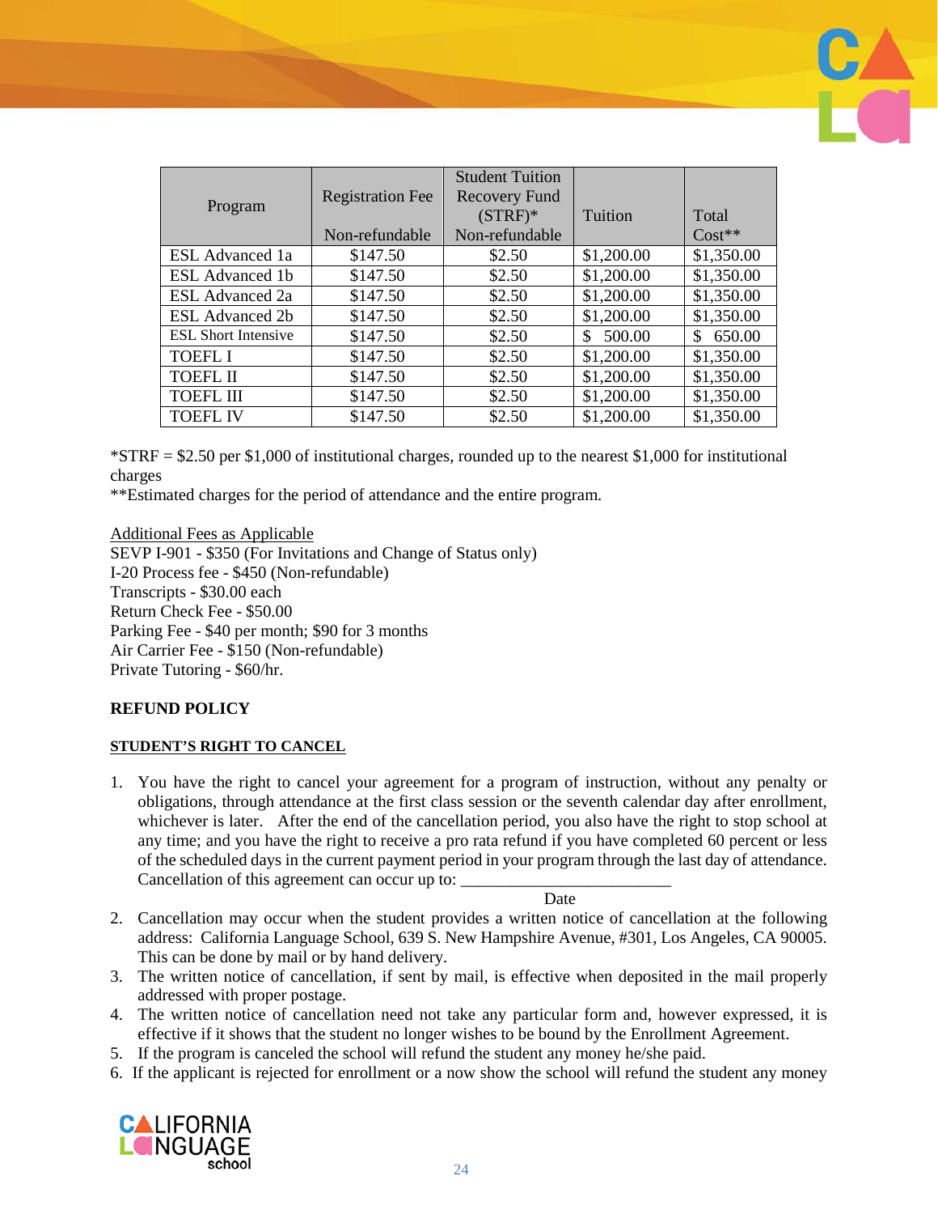| Program | Registration Fee<br><br>Non-refundable | Student Tuition Recovery Fund (STRF)*<br>Non-refundable | Tuition | Total Cost** |
|---|---|---|---|---|
| ESL Advanced 1a | $147.50 | $2.50 | $1,200.00 | $1,350.00 |
| ESL Advanced 1b | $147.50 | $2.50 | $1,200.00 | $1,350.00 |
| ESL Advanced 2a | $147.50 | $2.50 | $1,200.00 | $1,350.00 |
| ESL Advanced 2b | $147.50 | $2.50 | $1,200.00 | $1,350.00 |
| ESL Short Intensive | $147.50 | $2.50 | $ 500.00 | $ 650.00 |
| TOEFL I | $147.50 | $2.50 | $1,200.00 | $1,350.00 |
| TOEFL II | $147.50 | $2.50 | $1,200.00 | $1,350.00 |
| TOEFL III | $147.50 | $2.50 | $1,200.00 | $1,350.00 |
| TOEFL IV | $147.50 | $2.50 | $1,200.00 | $1,350.00 |

*STRF = $2.50 per $1,000 of institutional charges, rounded up to the nearest $1,000 for institutional charges

**Estimated charges for the period of attendance and the entire program.

<u>Additional Fees as Applicable</u>
SEVP I-901 - $350 (For Invitations and Change of Status only)
I-20 Process fee - $450 (Non-refundable)
Transcripts - $30.00 each
Return Check Fee - $50.00
Parking Fee - $40 per month; $90 for 3 months
Air Carrier Fee - $150 (Non-refundable)
Private Tutoring - $60/hr.

**REFUND POLICY**

**<u>STUDENT'S RIGHT TO CANCEL</u>**

1. You have the right to cancel your agreement for a program of instruction, without any penalty or obligations, through attendance at the first class session or the seventh calendar day after enrollment, whichever is later. After the end of the cancellation period, you also have the right to stop school at any time; and you have the right to receive a pro rata refund if you have completed 60 percent or less of the scheduled days in the current payment period in your program through the last day of attendance. Cancellation of this agreement can occur up to: _________________________
   Date
2. Cancellation may occur when the student provides a written notice of cancellation at the following address: California Language School, 639 S. New Hampshire Avenue, #301, Los Angeles, CA 90005. This can be done by mail or by hand delivery.
3. The written notice of cancellation, if sent by mail, is effective when deposited in the mail properly addressed with proper postage.
4. The written notice of cancellation need not take any particular form and, however expressed, it is effective if it shows that the student no longer wishes to be bound by the Enrollment Agreement.
5. If the program is canceled the school will refund the student any money he/she paid.
6. If the applicant is rejected for enrollment or a now show the school will refund the student any money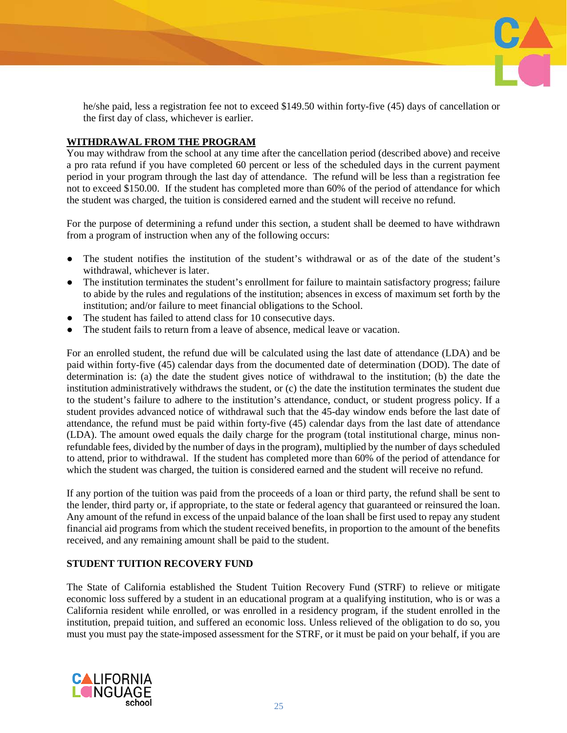he/she paid, less a registration fee not to exceed $149.50 within forty-five (45) days of cancellation or the first day of class, whichever is earlier.

## WITHDRAWAL FROM THE PROGRAM

You may withdraw from the school at any time after the cancellation period (described above) and receive a pro rata refund if you have completed 60 percent or less of the scheduled days in the current payment period in your program through the last day of attendance. The refund will be less than a registration fee not to exceed $150.00. If the student has completed more than 60% of the period of attendance for which the student was charged, the tuition is considered earned and the student will receive no refund.

For the purpose of determining a refund under this section, a student shall be deemed to have withdrawn from a program of instruction when any of the following occurs:

- The student notifies the institution of the student's withdrawal or as of the date of the student's withdrawal, whichever is later.
- The institution terminates the student's enrollment for failure to maintain satisfactory progress; failure to abide by the rules and regulations of the institution; absences in excess of maximum set forth by the institution; and/or failure to meet financial obligations to the School.
- The student has failed to attend class for 10 consecutive days.
- The student fails to return from a leave of absence, medical leave or vacation.

For an enrolled student, the refund due will be calculated using the last date of attendance (LDA) and be paid within forty-five (45) calendar days from the documented date of determination (DOD). The date of determination is: (a) the date the student gives notice of withdrawal to the institution; (b) the date the institution administratively withdraws the student, or (c) the date the institution terminates the student due to the student's failure to adhere to the institution's attendance, conduct, or student progress policy. If a student provides advanced notice of withdrawal such that the 45-day window ends before the last date of attendance, the refund must be paid within forty-five (45) calendar days from the last date of attendance (LDA). The amount owed equals the daily charge for the program (total institutional charge, minus non-refundable fees, divided by the number of days in the program), multiplied by the number of days scheduled to attend, prior to withdrawal. If the student has completed more than 60% of the period of attendance for which the student was charged, the tuition is considered earned and the student will receive no refund.

If any portion of the tuition was paid from the proceeds of a loan or third party, the refund shall be sent to the lender, third party or, if appropriate, to the state or federal agency that guaranteed or reinsured the loan. Any amount of the refund in excess of the unpaid balance of the loan shall be first used to repay any student financial aid programs from which the student received benefits, in proportion to the amount of the benefits received, and any remaining amount shall be paid to the student.

## STUDENT TUITION RECOVERY FUND

The State of California established the Student Tuition Recovery Fund (STRF) to relieve or mitigate economic loss suffered by a student in an educational program at a qualifying institution, who is or was a California resident while enrolled, or was enrolled in a residency program, if the student enrolled in the institution, prepaid tuition, and suffered an economic loss. Unless relieved of the obligation to do so, you must you must pay the state-imposed assessment for the STRF, or it must be paid on your behalf, if you are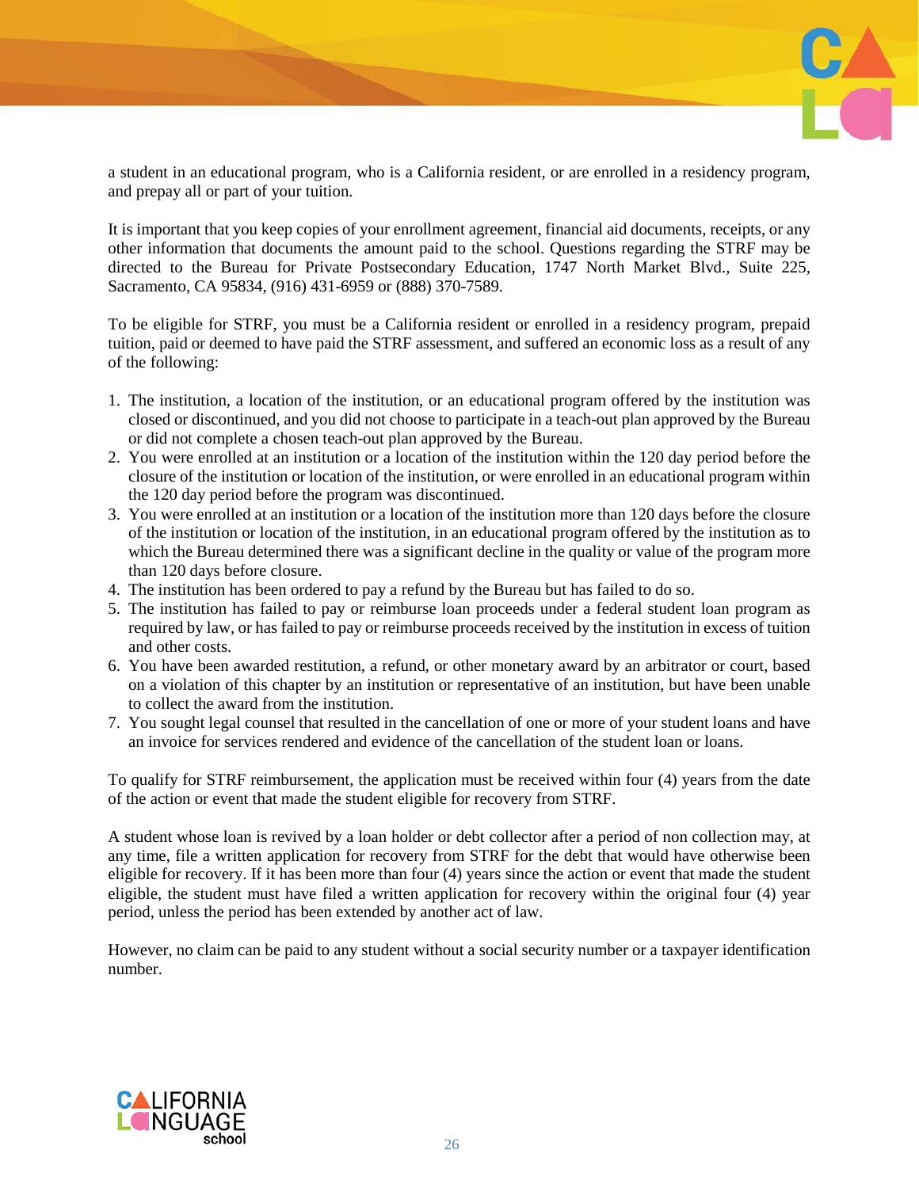a student in an educational program, who is a California resident, or are enrolled in a residency program, and prepay all or part of your tuition.

It is important that you keep copies of your enrollment agreement, financial aid documents, receipts, or any other information that documents the amount paid to the school. Questions regarding the STRF may be directed to the Bureau for Private Postsecondary Education, 1747 North Market Blvd., Suite 225, Sacramento, CA 95834, (916) 431-6959 or (888) 370-7589.

To be eligible for STRF, you must be a California resident or enrolled in a residency program, prepaid tuition, paid or deemed to have paid the STRF assessment, and suffered an economic loss as a result of any of the following:

1. The institution, a location of the institution, or an educational program offered by the institution was closed or discontinued, and you did not choose to participate in a teach-out plan approved by the Bureau or did not complete a chosen teach-out plan approved by the Bureau.
2. You were enrolled at an institution or a location of the institution within the 120 day period before the closure of the institution or location of the institution, or were enrolled in an educational program within the 120 day period before the program was discontinued.
3. You were enrolled at an institution or a location of the institution more than 120 days before the closure of the institution or location of the institution, in an educational program offered by the institution as to which the Bureau determined there was a significant decline in the quality or value of the program more than 120 days before closure.
4. The institution has been ordered to pay a refund by the Bureau but has failed to do so.
5. The institution has failed to pay or reimburse loan proceeds under a federal student loan program as required by law, or has failed to pay or reimburse proceeds received by the institution in excess of tuition and other costs.
6. You have been awarded restitution, a refund, or other monetary award by an arbitrator or court, based on a violation of this chapter by an institution or representative of an institution, but have been unable to collect the award from the institution.
7. You sought legal counsel that resulted in the cancellation of one or more of your student loans and have an invoice for services rendered and evidence of the cancellation of the student loan or loans.

To qualify for STRF reimbursement, the application must be received within four (4) years from the date of the action or event that made the student eligible for recovery from STRF.

A student whose loan is revived by a loan holder or debt collector after a period of non collection may, at any time, file a written application for recovery from STRF for the debt that would have otherwise been eligible for recovery. If it has been more than four (4) years since the action or event that made the student eligible, the student must have filed a written application for recovery within the original four (4) year period, unless the period has been extended by another act of law.

However, no claim can be paid to any student without a social security number or a taxpayer identification number.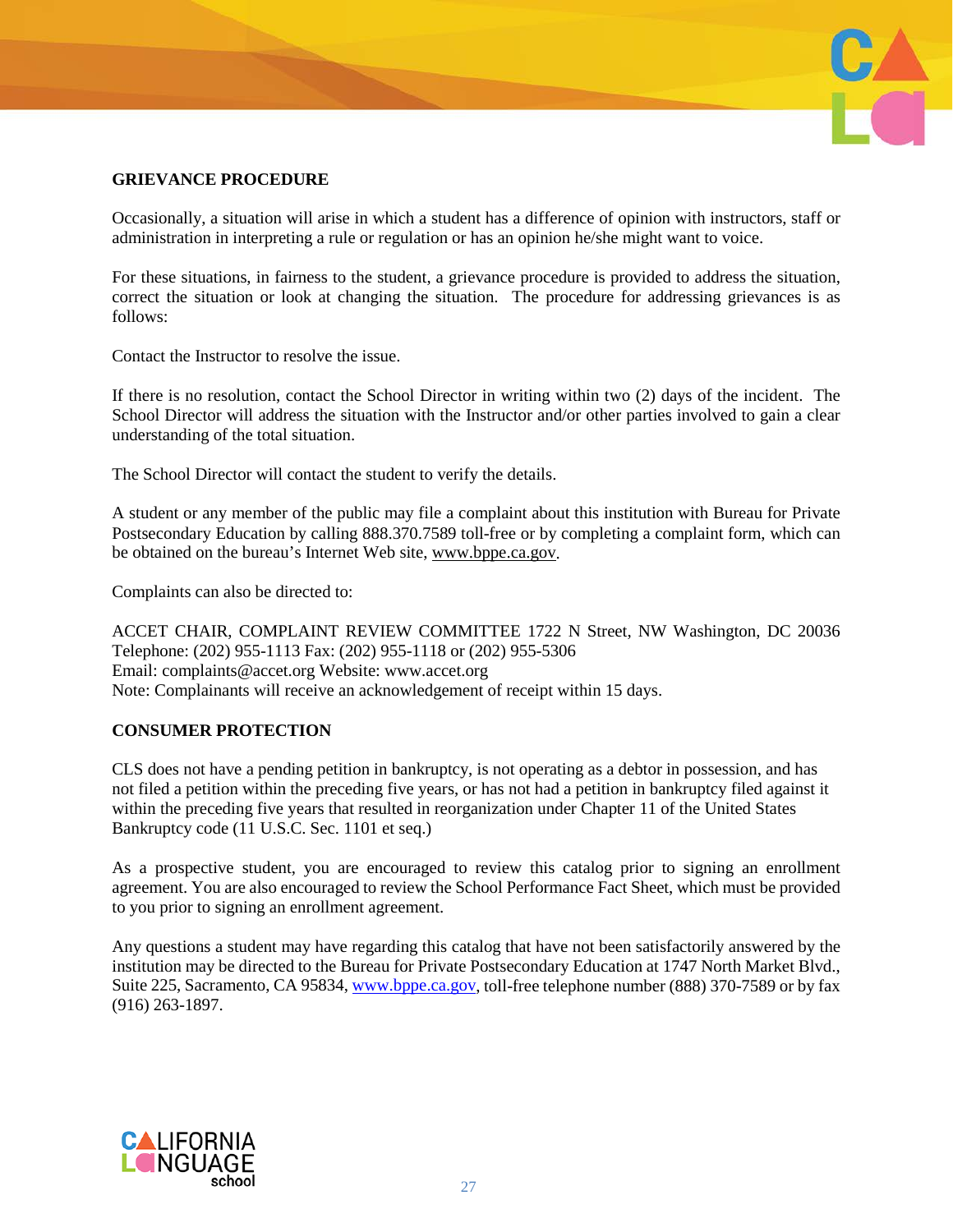## GRIEVANCE PROCEDURE

Occasionally, a situation will arise in which a student has a difference of opinion with instructors, staff or administration in interpreting a rule or regulation or has an opinion he/she might want to voice.

For these situations, in fairness to the student, a grievance procedure is provided to address the situation, correct the situation or look at changing the situation. The procedure for addressing grievances is as follows:

Contact the Instructor to resolve the issue.

If there is no resolution, contact the School Director in writing within two (2) days of the incident. The School Director will address the situation with the Instructor and/or other parties involved to gain a clear understanding of the total situation.

The School Director will contact the student to verify the details.

A student or any member of the public may file a complaint about this institution with Bureau for Private Postsecondary Education by calling 888.370.7589 toll-free or by completing a complaint form, which can be obtained on the bureau's Internet Web site, www.bppe.ca.gov.

Complaints can also be directed to:

ACCET CHAIR, COMPLAINT REVIEW COMMITTEE 1722 N Street, NW Washington, DC 20036
Telephone: (202) 955-1113 Fax: (202) 955-1118 or (202) 955-5306
Email: complaints@accet.org Website: www.accet.org
Note: Complainants will receive an acknowledgement of receipt within 15 days.

## CONSUMER PROTECTION

CLS does not have a pending petition in bankruptcy, is not operating as a debtor in possession, and has not filed a petition within the preceding five years, or has not had a petition in bankruptcy filed against it within the preceding five years that resulted in reorganization under Chapter 11 of the United States Bankruptcy code (11 U.S.C. Sec. 1101 et seq.)

As a prospective student, you are encouraged to review this catalog prior to signing an enrollment agreement. You are also encouraged to review the School Performance Fact Sheet, which must be provided to you prior to signing an enrollment agreement.

Any questions a student may have regarding this catalog that have not been satisfactorily answered by the institution may be directed to the Bureau for Private Postsecondary Education at 1747 North Market Blvd., Suite 225, Sacramento, CA 95834, www.bppe.ca.gov, toll-free telephone number (888) 370-7589 or by fax (916) 263-1897.